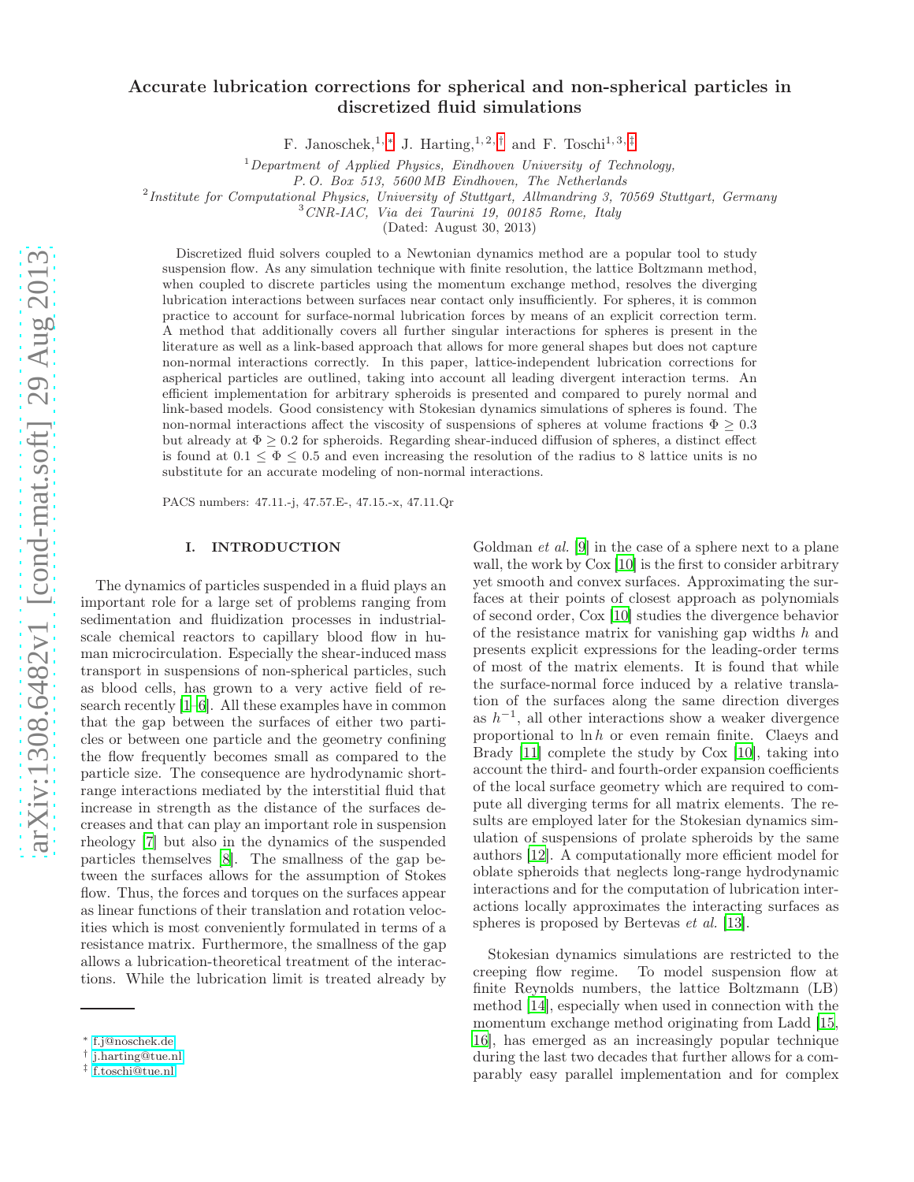# Accurate lubrication corrections for spherical and non-spherical particles in discretized fluid simulations

F. Janoschek,[1,*] J. Harting,[1,2,†] and F. Toschi[1,3,‡]

[1] *Department of Applied Physics, Eindhoven University of Technology, P. O. Box 513, 5600 MB Eindhoven, The Netherlands*
[2] *Institute for Computational Physics, University of Stuttgart, Allmandring 3, 70569 Stuttgart, Germany*
[3] *CNR-IAC, Via dei Taurini 19, 00185 Rome, Italy*

(Dated: August 30, 2013)

Discretized fluid solvers coupled to a Newtonian dynamics method are a popular tool to study suspension flow. As any simulation technique with finite resolution, the lattice Boltzmann method, when coupled to discrete particles using the momentum exchange method, resolves the diverging lubrication interactions between surfaces near contact only insufficiently. For spheres, it is common practice to account for surface-normal lubrication forces by means of an explicit correction term. A method that additionally covers all further singular interactions for spheres is present in the literature as well as a link-based approach that allows for more general shapes but does not capture non-normal interactions correctly. In this paper, lattice-independent lubrication corrections for aspherical particles are outlined, taking into account all leading divergent interaction terms. An efficient implementation for arbitrary spheroids is presented and compared to purely normal and link-based models. Good consistency with Stokesian dynamics simulations of spheres is found. The non-normal interactions affect the viscosity of suspensions of spheres at volume fractions $\Phi \geq 0.3$ but already at $\Phi \geq 0.2$ for spheroids. Regarding shear-induced diffusion of spheres, a distinct effect is found at $0.1 \leq \Phi \leq 0.5$ and even increasing the resolution of the radius to 8 lattice units is no substitute for an accurate modeling of non-normal interactions.

PACS numbers: 47.11.-j, 47.57.E-, 47.15.-x, 47.11.Qr

## I. INTRODUCTION

The dynamics of particles suspended in a fluid plays an important role for a large set of problems ranging from sedimentation and fluidization processes in industrial-scale chemical reactors to capillary blood flow in human microcirculation. Especially the shear-induced mass transport in suspensions of non-spherical particles, such as blood cells, has grown to a very active field of research recently [1–6]. All these examples have in common that the gap between the surfaces of either two particles or between one particle and the geometry confining the flow frequently becomes small as compared to the particle size. The consequence are hydrodynamic short-range interactions mediated by the interstitial fluid that increase in strength as the distance of the surfaces decreases and that can play an important role in suspension rheology [7] but also in the dynamics of the suspended particles themselves [8]. The smallness of the gap between the surfaces allows for the assumption of Stokes flow. Thus, the forces and torques on the surfaces appear as linear functions of their translation and rotation velocities which is most conveniently formulated in terms of a resistance matrix. Furthermore, the smallness of the gap allows a lubrication-theoretical treatment of the interactions. While the lubrication limit is treated already by Goldman *et al.* [9] in the case of a sphere next to a plane wall, the work by Cox [10] is the first to consider arbitrary yet smooth and convex surfaces. Approximating the surfaces at their points of closest approach as polynomials of second order, Cox [10] studies the divergence behavior of the resistance matrix for vanishing gap widths $h$ and presents explicit expressions for the leading-order terms of most of the matrix elements. It is found that while the surface-normal force induced by a relative translation of the surfaces along the same direction diverges as $h^{-1}$, all other interactions show a weaker divergence proportional to $\ln h$ or even remain finite. Claeys and Brady [11] complete the study by Cox [10], taking into account the third- and fourth-order expansion coefficients of the local surface geometry which are required to compute all diverging terms for all matrix elements. The results are employed later for the Stokesian dynamics simulation of suspensions of prolate spheroids by the same authors [12]. A computationally more efficient model for oblate spheroids that neglects long-range hydrodynamic interactions and for the computation of lubrication interactions locally approximates the interacting surfaces as spheres is proposed by Bertevas *et al.* [13].

Stokesian dynamics simulations are restricted to the creeping flow regime. To model suspension flow at finite Reynolds numbers, the lattice Boltzmann (LB) method [14], especially when used in connection with the momentum exchange method originating from Ladd [15, 16], has emerged as an increasingly popular technique during the last two decades that further allows for a comparably easy parallel implementation and for complex

* f.j@noschek.de
† j.harting@tue.nl
‡ f.toschi@tue.nl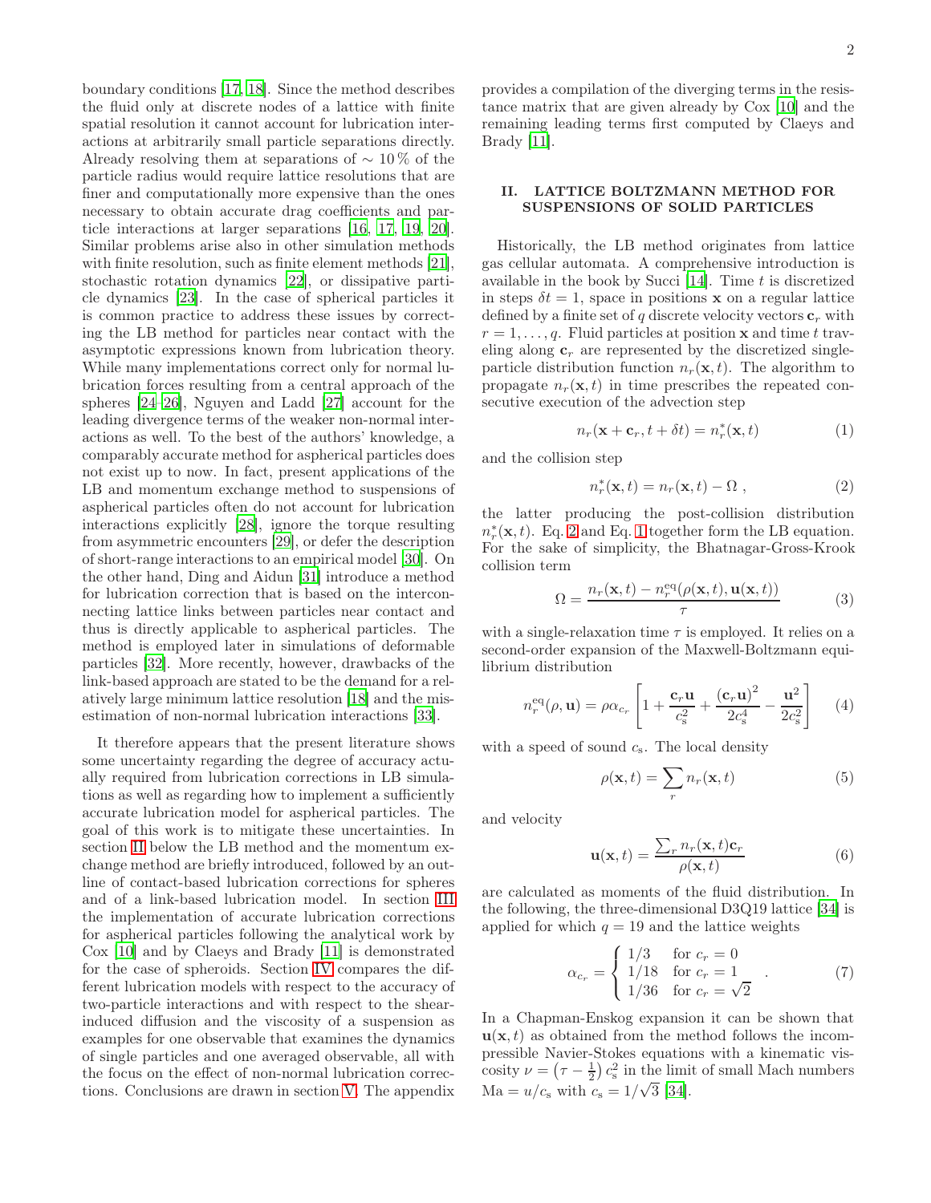boundary conditions [17, 18]. Since the method describes the fluid only at discrete nodes of a lattice with finite spatial resolution it cannot account for lubrication interactions at arbitrarily small particle separations directly. Already resolving them at separations of $\sim 10\,\%$ of the particle radius would require lattice resolutions that are finer and computationally more expensive than the ones necessary to obtain accurate drag coefficients and particle interactions at larger separations [16, 17, 19, 20]. Similar problems arise also in other simulation methods with finite resolution, such as finite element methods [21], stochastic rotation dynamics [22], or dissipative particle dynamics [23]. In the case of spherical particles it is common practice to address these issues by correcting the LB method for particles near contact with the asymptotic expressions known from lubrication theory. While many implementations correct only for normal lubrication forces resulting from a central approach of the spheres [24–26], Nguyen and Ladd [27] account for the leading divergence terms of the weaker non-normal interactions as well. To the best of the authors' knowledge, a comparably accurate method for aspherical particles does not exist up to now. In fact, present applications of the LB and momentum exchange method to suspensions of aspherical particles often do not account for lubrication interactions explicitly [28], ignore the torque resulting from asymmetric encounters [29], or defer the description of short-range interactions to an empirical model [30]. On the other hand, Ding and Aidun [31] introduce a method for lubrication correction that is based on the interconnecting lattice links between particles near contact and thus is directly applicable to aspherical particles. The method is employed later in simulations of deformable particles [32]. More recently, however, drawbacks of the link-based approach are stated to be the demand for a relatively large minimum lattice resolution [18] and the misestimation of non-normal lubrication interactions [33].

It therefore appears that the present literature shows some uncertainty regarding the degree of accuracy actually required from lubrication corrections in LB simulations as well as regarding how to implement a sufficiently accurate lubrication model for aspherical particles. The goal of this work is to mitigate these uncertainties. In section II below the LB method and the momentum exchange method are briefly introduced, followed by an outline of contact-based lubrication corrections for spheres and of a link-based lubrication model. In section III the implementation of accurate lubrication corrections for aspherical particles following the analytical work by Cox [10] and by Claeys and Brady [11] is demonstrated for the case of spheroids. Section IV compares the different lubrication models with respect to the accuracy of two-particle interactions and with respect to the shear-induced diffusion and the viscosity of a suspension as examples for one observable that examines the dynamics of single particles and one averaged observable, all with the focus on the effect of non-normal lubrication corrections. Conclusions are drawn in section V. The appendix provides a compilation of the diverging terms in the resistance matrix that are given already by Cox [10] and the remaining leading terms first computed by Claeys and Brady [11].

## II. LATTICE BOLTZMANN METHOD FOR SUSPENSIONS OF SOLID PARTICLES

Historically, the LB method originates from lattice gas cellular automata. A comprehensive introduction is available in the book by Succi [14]. Time $t$ is discretized in steps $\delta t = 1$, space in positions $\mathbf{x}$ on a regular lattice defined by a finite set of $q$ discrete velocity vectors $\mathbf{c}_r$ with $r = 1, \ldots, q$. Fluid particles at position $\mathbf{x}$ and time $t$ traveling along $\mathbf{c}_r$ are represented by the discretized single-particle distribution function $n_r(\mathbf{x}, t)$. The algorithm to propagate $n_r(\mathbf{x}, t)$ in time prescribes the repeated consecutive execution of the advection step

$$n_r(\mathbf{x} + \mathbf{c}_r, t + \delta t) = n_r^*(\mathbf{x}, t) \tag{1}$$

and the collision step

$$n_r^*(\mathbf{x}, t) = n_r(\mathbf{x}, t) - \Omega \;, \tag{2}$$

the latter producing the post-collision distribution $n_r^*(\mathbf{x}, t)$. Eq. 2 and Eq. 1 together form the LB equation. For the sake of simplicity, the Bhatnagar-Gross-Krook collision term

$$\Omega = \frac{n_r(\mathbf{x}, t) - n_r^{\mathrm{eq}}(\rho(\mathbf{x}, t), \mathbf{u}(\mathbf{x}, t))}{\tau} \tag{3}$$

with a single-relaxation time $\tau$ is employed. It relies on a second-order expansion of the Maxwell-Boltzmann equilibrium distribution

$$n_r^{\mathrm{eq}}(\rho, \mathbf{u}) = \rho \alpha_{c_r} \left[ 1 + \frac{\mathbf{c}_r \mathbf{u}}{c_\mathrm{s}^2} + \frac{(\mathbf{c}_r \mathbf{u})^2}{2 c_\mathrm{s}^4} - \frac{\mathbf{u}^2}{2 c_\mathrm{s}^2} \right] \tag{4}$$

with a speed of sound $c_\mathrm{s}$. The local density

$$\rho(\mathbf{x}, t) = \sum_r n_r(\mathbf{x}, t) \tag{5}$$

and velocity

$$\mathbf{u}(\mathbf{x}, t) = \frac{\sum_r n_r(\mathbf{x}, t) \mathbf{c}_r}{\rho(\mathbf{x}, t)} \tag{6}$$

are calculated as moments of the fluid distribution. In the following, the three-dimensional D3Q19 lattice [34] is applied for which $q = 19$ and the lattice weights

$$\alpha_{c_r} = \begin{cases} 1/3 & \text{for } c_r = 0 \\ 1/18 & \text{for } c_r = 1 \\ 1/36 & \text{for } c_r = \sqrt{2} \end{cases} . \tag{7}$$

In a Chapman-Enskog expansion it can be shown that $\mathbf{u}(\mathbf{x}, t)$ as obtained from the method follows the incompressible Navier-Stokes equations with a kinematic viscosity $\nu = \left(\tau - \frac{1}{2}\right) c_\mathrm{s}^2$ in the limit of small Mach numbers $\mathrm{Ma} = u / c_\mathrm{s}$ with $c_\mathrm{s} = 1/\sqrt{3}$ [34].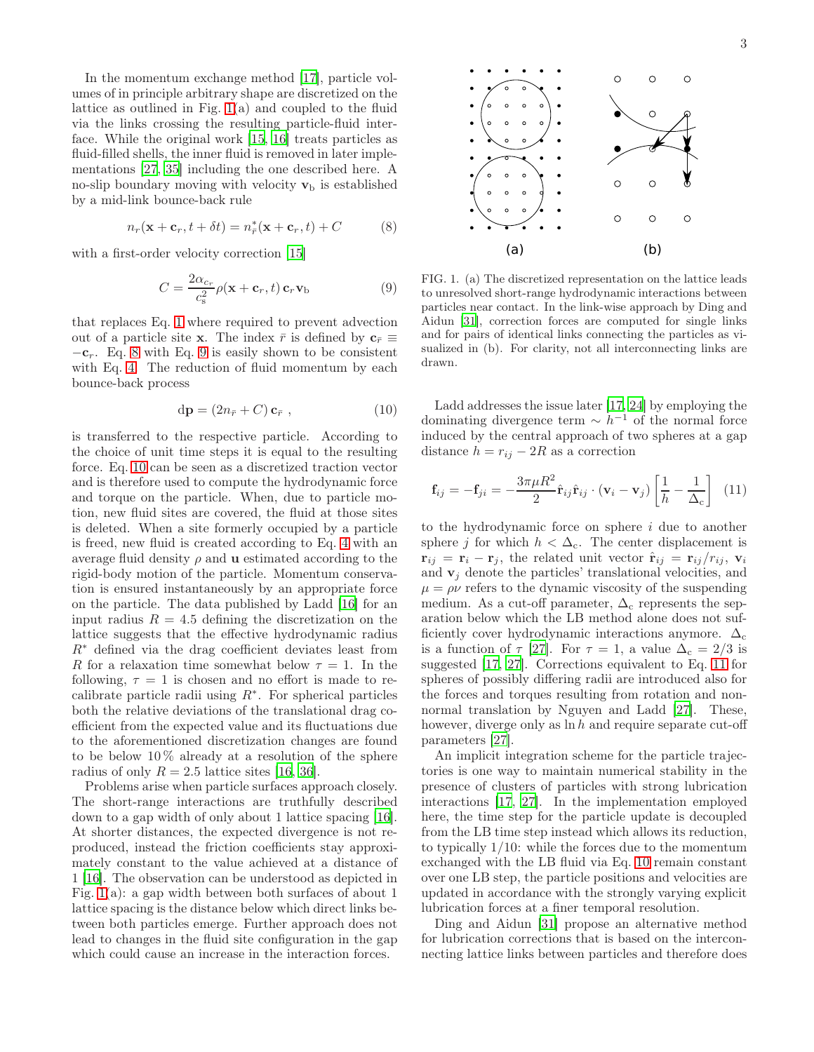In the momentum exchange method [17], particle volumes of in principle arbitrary shape are discretized on the lattice as outlined in Fig. 1(a) and coupled to the fluid via the links crossing the resulting particle-fluid interface. While the original work [15, 16] treats particles as fluid-filled shells, the inner fluid is removed in later implementations [27, 35] including the one described here. A no-slip boundary moving with velocity $\mathbf{v}_\mathrm{b}$ is established by a mid-link bounce-back rule

$$n_r(\mathbf{x}+\mathbf{c}_r, t+\delta t) = n^*_{\bar{r}}(\mathbf{x}+\mathbf{c}_r, t) + C \tag{8}$$

with a first-order velocity correction [15]

$$C = \frac{2\alpha_{c_r}}{c_\mathrm{s}^2}\rho(\mathbf{x}+\mathbf{c}_r, t)\,\mathbf{c}_r\mathbf{v}_\mathrm{b} \tag{9}$$

that replaces Eq. 1 where required to prevent advection out of a particle site $\mathbf{x}$. The index $\bar{r}$ is defined by $\mathbf{c}_{\bar{r}} \equiv -\mathbf{c}_r$. Eq. 8 with Eq. 9 is easily shown to be consistent with Eq. 4. The reduction of fluid momentum by each bounce-back process

$$\mathrm{d}\mathbf{p} = (2n_{\bar{r}} + C)\,\mathbf{c}_{\bar{r}}\ , \tag{10}$$

is transferred to the respective particle. According to the choice of unit time steps it is equal to the resulting force. Eq. 10 can be seen as a discretized traction vector and is therefore used to compute the hydrodynamic force and torque on the particle. When, due to particle motion, new fluid sites are covered, the fluid at those sites is deleted. When a site formerly occupied by a particle is freed, new fluid is created according to Eq. 4 with an average fluid density $\rho$ and $\mathbf{u}$ estimated according to the rigid-body motion of the particle. Momentum conservation is ensured instantaneously by an appropriate force on the particle. The data published by Ladd [16] for an input radius $R = 4.5$ defining the discretization on the lattice suggests that the effective hydrodynamic radius $R^*$ defined via the drag coefficient deviates least from $R$ for a relaxation time somewhat below $\tau = 1$. In the following, $\tau = 1$ is chosen and no effort is made to recalibrate particle radii using $R^*$. For spherical particles both the relative deviations of the translational drag coefficient from the expected value and its fluctuations due to the aforementioned discretization changes are found to be below 10 % already at a resolution of the sphere radius of only $R = 2.5$ lattice sites [16, 36].

Problems arise when particle surfaces approach closely. The short-range interactions are truthfully described down to a gap width of only about 1 lattice spacing [16]. At shorter distances, the expected divergence is not reproduced, instead the friction coefficients stay approximately constant to the value achieved at a distance of 1 [16]. The observation can be understood as depicted in Fig. 1(a): a gap width between both surfaces of about 1 lattice spacing is the distance below which direct links between both particles emerge. Further approach does not lead to changes in the fluid site configuration in the gap which could cause an increase in the interaction forces.

FIG. 1. (a) The discretized representation on the lattice leads to unresolved short-range hydrodynamic interactions between particles near contact. In the link-wise approach by Ding and Aidun [31], correction forces are computed for single links and for pairs of identical links connecting the particles as visualized in (b). For clarity, not all interconnecting links are drawn.

Ladd addresses the issue later [17, 24] by employing the dominating divergence term $\sim h^{-1}$ of the normal force induced by the central approach of two spheres at a gap distance $h = r_{ij} - 2R$ as a correction

$$\mathbf{f}_{ij} = -\mathbf{f}_{ji} = -\frac{3\pi\mu R^2}{2}\hat{\mathbf{r}}_{ij}\hat{\mathbf{r}}_{ij}\cdot(\mathbf{v}_i - \mathbf{v}_j)\left[\frac{1}{h} - \frac{1}{\Delta_\mathrm{c}}\right] \tag{11}$$

to the hydrodynamic force on sphere $i$ due to another sphere $j$ for which $h < \Delta_\mathrm{c}$. The center displacement is $\mathbf{r}_{ij} = \mathbf{r}_i - \mathbf{r}_j$, the related unit vector $\hat{\mathbf{r}}_{ij} = \mathbf{r}_{ij}/r_{ij}$, $\mathbf{v}_i$ and $\mathbf{v}_j$ denote the particles' translational velocities, and $\mu = \rho\nu$ refers to the dynamic viscosity of the suspending medium. As a cut-off parameter, $\Delta_\mathrm{c}$ represents the separation below which the LB method alone does not sufficiently cover hydrodynamic interactions anymore. $\Delta_\mathrm{c}$ is a function of $\tau$ [27]. For $\tau = 1$, a value $\Delta_\mathrm{c} = 2/3$ is suggested [17, 27]. Corrections equivalent to Eq. 11 for spheres of possibly differing radii are introduced also for the forces and torques resulting from rotation and non-normal translation by Nguyen and Ladd [27]. These, however, diverge only as $\ln h$ and require separate cut-off parameters [27].

An implicit integration scheme for the particle trajectories is one way to maintain numerical stability in the presence of clusters of particles with strong lubrication interactions [17, 27]. In the implementation employed here, the time step for the particle update is decoupled from the LB time step instead which allows its reduction, to typically 1/10: while the forces due to the momentum exchanged with the LB fluid via Eq. 10 remain constant over one LB step, the particle positions and velocities are updated in accordance with the strongly varying explicit lubrication forces at a finer temporal resolution.

Ding and Aidun [31] propose an alternative method for lubrication corrections that is based on the interconnecting lattice links between particles and therefore does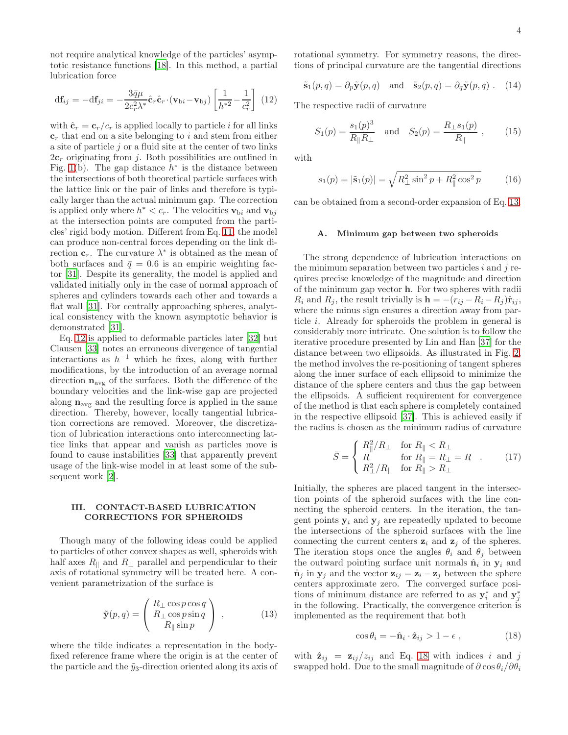not require analytical knowledge of the particles' asymptotic resistance functions [18]. In this method, a partial lubrication force

$$
\mathrm{d}\mathbf{f}_{ij} = -\mathrm{d}\mathbf{f}_{ji} = -\frac{3\bar{q}\mu}{2c_r^2\lambda^*}\hat{\mathbf{c}}_r\hat{\mathbf{c}}_r\cdot(\mathbf{v}_{\mathrm{b}i}-\mathbf{v}_{\mathrm{b}j})\left[\frac{1}{h^{*2}}-\frac{1}{c_r^2}\right] \quad (12)
$$

with $\hat{\mathbf{c}}_r = \mathbf{c}_r/c_r$ is applied locally to particle $i$ for all links $\mathbf{c}_r$ that end on a site belonging to $i$ and stem from either a site of particle $j$ or a fluid site at the center of two links $2\mathbf{c}_r$ originating from $j$. Both possibilities are outlined in Fig. 1(b). The gap distance $h^*$ is the distance between the intersections of both theoretical particle surfaces with the lattice link or the pair of links and therefore is typically larger than the actual minimum gap. The correction is applied only where $h^* < c_r$. The velocities $\mathbf{v}_{\mathrm{b}i}$ and $\mathbf{v}_{\mathrm{b}j}$ at the intersection points are computed from the particles' rigid body motion. Different from Eq. 11, the model can produce non-central forces depending on the link direction $\mathbf{c}_r$. The curvature $\lambda^*$ is obtained as the mean of both surfaces and $\bar{q} = 0.6$ is an empiric weighting factor [31]. Despite its generality, the model is applied and validated initially only in the case of normal approach of spheres and cylinders towards each other and towards a flat wall [31]. For centrally approaching spheres, analytical consistency with the known asymptotic behavior is demonstrated [31].

Eq. 12 is applied to deformable particles later [32] but Clausen [33] notes an erroneous divergence of tangential interactions as $h^{-1}$ which he fixes, along with further modifications, by the introduction of an average normal direction $\mathbf{n}_{\mathrm{avg}}$ of the surfaces. Both the difference of the boundary velocities and the link-wise gap are projected along $\mathbf{n}_{\mathrm{avg}}$ and the resulting force is applied in the same direction. Thereby, however, locally tangential lubrication corrections are removed. Moreover, the discretization of lubrication interactions onto interconnecting lattice links that appear and vanish as particles move is found to cause instabilities [33] that apparently prevent usage of the link-wise model in at least some of the subsequent work [2].

## III. CONTACT-BASED LUBRICATION CORRECTIONS FOR SPHEROIDS

Though many of the following ideas could be applied to particles of other convex shapes as well, spheroids with half axes $R_\parallel$ and $R_\perp$ parallel and perpendicular to their axis of rotational symmetry will be treated here. A convenient parametrization of the surface is

$$
\tilde{\mathbf{y}}(p,q) = \begin{pmatrix} R_\perp \cos p \cos q \\ R_\perp \cos p \sin q \\ R_\parallel \sin p \end{pmatrix} , \quad (13)
$$

where the tilde indicates a representation in the body-fixed reference frame where the origin is at the center of the particle and the $\tilde{y}_3$-direction oriented along its axis of rotational symmetry. For symmetry reasons, the directions of principal curvature are the tangential directions

$$
\tilde{\mathbf{s}}_1(p,q) = \partial_p\tilde{\mathbf{y}}(p,q) \quad \text{and} \quad \tilde{\mathbf{s}}_2(p,q) = \partial_q\tilde{\mathbf{y}}(p,q) \ . \quad (14)
$$

The respective radii of curvature

$$
S_1(p) = \frac{s_1(p)^3}{R_\parallel R_\perp} \quad \text{and} \quad S_2(p) = \frac{R_\perp s_1(p)}{R_\parallel} \ , \quad (15)
$$

with

$$
s_1(p) = |\tilde{\mathbf{s}}_1(p)| = \sqrt{R_\perp^2 \sin^2 p + R_\parallel^2 \cos^2 p} \quad (16)
$$

can be obtained from a second-order expansion of Eq. 13.

### A. Minimum gap between two spheroids

The strong dependence of lubrication interactions on the minimum separation between two particles $i$ and $j$ requires precise knowledge of the magnitude and direction of the minimum gap vector $\mathbf{h}$. For two spheres with radii $R_i$ and $R_j$, the result trivially is $\mathbf{h} = -(r_{ij} - R_i - R_j)\hat{\mathbf{r}}_{ij}$, where the minus sign ensures a direction away from particle $i$. Already for spheroids the problem in general is considerably more intricate. One solution is to follow the iterative procedure presented by Lin and Han [37] for the distance between two ellipsoids. As illustrated in Fig. 2, the method involves the re-positioning of tangent spheres along the inner surface of each ellipsoid to minimize the distance of the sphere centers and thus the gap between the ellipsoids. A sufficient requirement for convergence of the method is that each sphere is completely contained in the respective ellipsoid [37]. This is achieved easily if the radius is chosen as the minimum radius of curvature

$$
\bar{S} = \begin{cases} R_\parallel^2/R_\perp & \text{for } R_\parallel < R_\perp \\ R & \text{for } R_\parallel = R_\perp = R \\ R_\perp^2/R_\parallel & \text{for } R_\parallel > R_\perp \end{cases} . \quad (17)
$$

Initially, the spheres are placed tangent in the intersection points of the spheroid surfaces with the line connecting the spheroid centers. In the iteration, the tangent points $\mathbf{y}_i$ and $\mathbf{y}_j$ are repeatedly updated to become the intersections of the spheroid surfaces with the line connecting the current centers $\mathbf{z}_i$ and $\mathbf{z}_j$ of the spheres. The iteration stops once the angles $\theta_i$ and $\theta_j$ between the outward pointing surface unit normals $\hat{\mathbf{n}}_i$ in $\mathbf{y}_i$ and $\hat{\mathbf{n}}_j$ in $\mathbf{y}_j$ and the vector $\mathbf{z}_{ij} = \mathbf{z}_i - \mathbf{z}_j$ between the sphere centers approximate zero. The converged surface positions of minimum distance are referred to as $\mathbf{y}_i^*$ and $\mathbf{y}_j^*$ in the following. Practically, the convergence criterion is implemented as the requirement that both

$$
\cos\theta_i = -\hat{\mathbf{n}}_i \cdot \hat{\mathbf{z}}_{ij} > 1 - \epsilon \ , \quad (18)
$$

with $\hat{\mathbf{z}}_{ij} = \mathbf{z}_{ij}/z_{ij}$ and Eq. 18 with indices $i$ and $j$ swapped hold. Due to the small magnitude of $\partial\cos\theta_i/\partial\theta_i$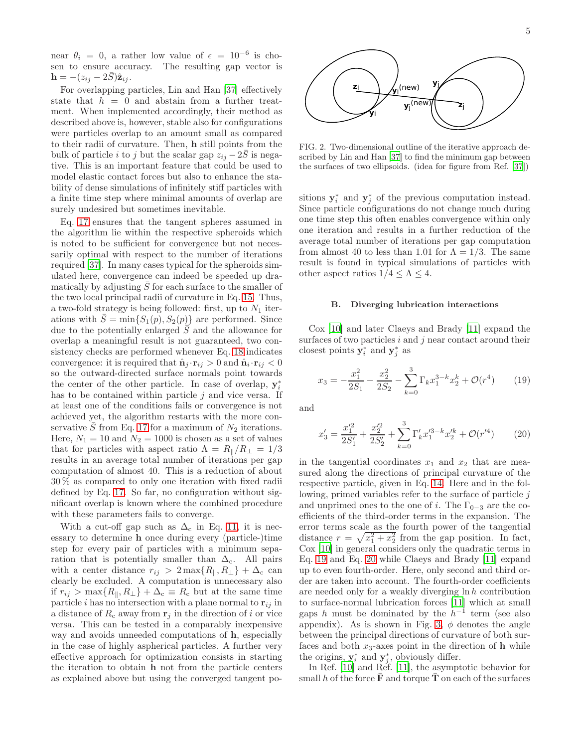near $\theta_i = 0$, a rather low value of $\epsilon = 10^{-6}$ is chosen to ensure accuracy. The resulting gap vector is $\mathbf{h} = -(z_{ij} - 2\bar{S})\hat{\mathbf{z}}_{ij}$.

For overlapping particles, Lin and Han [37] effectively state that $h = 0$ and abstain from a further treatment. When implemented accordingly, their method as described above is, however, stable also for configurations were particles overlap to an amount small as compared to their radii of curvature. Then, $\mathbf{h}$ still points from the bulk of particle $i$ to $j$ but the scalar gap $z_{ij} - 2\bar{S}$ is negative. This is an important feature that could be used to model elastic contact forces but also to enhance the stability of dense simulations of infinitely stiff particles with a finite time step where minimal amounts of overlap are surely undesired but sometimes inevitable.

Eq. 17 ensures that the tangent spheres assumed in the algorithm lie within the respective spheroids which is noted to be sufficient for convergence but not necessarily optimal with respect to the number of iterations required [37]. In many cases typical for the spheroids simulated here, convergence can indeed be speeded up dramatically by adjusting $\bar{S}$ for each surface to the smaller of the two local principal radii of curvature in Eq. 15. Thus, a two-fold strategy is being followed: first, up to $N_1$ iterations with $\bar{S} = \min\{S_1(p), S_2(p)\}$ are performed. Since due to the potentially enlarged $\bar{S}$ and the allowance for overlap a meaningful result is not guaranteed, two consistency checks are performed whenever Eq. 18 indicates convergence: it is required that $\hat{\mathbf{n}}_j \cdot \mathbf{r}_{ij} > 0$ and $\hat{\mathbf{n}}_i \cdot \mathbf{r}_{ij} < 0$ so the outward-directed surface normals point towards the center of the other particle. In case of overlap, $\mathbf{y}_i^*$ has to be contained within particle $j$ and vice versa. If at least one of the conditions fails or convergence is not achieved yet, the algorithm restarts with the more conservative $\bar{S}$ from Eq. 17 for a maximum of $N_2$ iterations. Here, $N_1 = 10$ and $N_2 = 1000$ is chosen as a set of values that for particles with aspect ratio $\Lambda = R_\parallel / R_\perp = 1/3$ results in an average total number of iterations per gap computation of almost 40. This is a reduction of about 30 % as compared to only one iteration with fixed radii defined by Eq. 17. So far, no configuration without significant overlap is known where the combined procedure with these parameters fails to converge.

With a cut-off gap such as $\Delta_c$ in Eq. 11, it is necessary to determine $\mathbf{h}$ once during every (particle-)time step for every pair of particles with a minimum separation that is potentially smaller than $\Delta_c$. All pairs with a center distance $r_{ij} > 2\max\{R_\parallel, R_\perp\} + \Delta_c$ can clearly be excluded. A computation is unnecessary also if $r_{ij} > \max\{R_\parallel, R_\perp\} + \Delta_c \equiv R_c$ but at the same time particle $i$ has no intersection with a plane normal to $\mathbf{r}_{ij}$ in a distance of $R_c$ away from $\mathbf{r}_j$ in the direction of $i$ or vice versa. This can be tested in a comparably inexpensive way and avoids unneeded computations of $\mathbf{h}$, especially in the case of highly aspherical particles. A further very effective approach for optimization consists in starting the iteration to obtain $\mathbf{h}$ not from the particle centers as explained above but using the converged tangent positions $\mathbf{y}_i^*$ and $\mathbf{y}_j^*$ of the previous computation instead. Since particle configurations do not change much during one time step this often enables convergence within only one iteration and results in a further reduction of the average total number of iterations per gap computation from almost 40 to less than 1.01 for $\Lambda = 1/3$. The same result is found in typical simulations of particles with other aspect ratios $1/4 \leq \Lambda \leq 4$.

FIG. 2. Two-dimensional outline of the iterative approach described by Lin and Han [37] to find the minimum gap between the surfaces of two ellipsoids. (idea for figure from Ref. [37])

### B. Diverging lubrication interactions

Cox [10] and later Claeys and Brady [11] expand the surfaces of two particles $i$ and $j$ near contact around their closest points $\mathbf{y}_i^*$ and $\mathbf{y}_j^*$ as

$$x_3 = -\frac{x_1^2}{2S_1} - \frac{x_2^2}{2S_2} - \sum_{k=0}^{3} \Gamma_k x_1^{3-k} x_2^k + \mathcal{O}(r^4) \tag{19}$$

and

$$x_3' = \frac{x_1'^2}{2S_1'} + \frac{x_2'^2}{2S_2'} + \sum_{k=0}^{3} \Gamma_k' x_1'^{3-k} x_2'^k + \mathcal{O}(r'^4) \tag{20}$$

in the tangential coordinates $x_1$ and $x_2$ that are measured along the directions of principal curvature of the respective particle, given in Eq. 14. Here and in the following, primed variables refer to the surface of particle $j$ and unprimed ones to the one of $i$. The $\Gamma_{0-3}$ are the coefficients of the third-order terms in the expansion. The error terms scale as the fourth power of the tangential distance $r = \sqrt{x_1^2 + x_2^2}$ from the gap position. In fact, Cox [10] in general considers only the quadratic terms in Eq. 19 and Eq. 20 while Claeys and Brady [11] expand up to even fourth-order. Here, only second and third order are taken into account. The fourth-order coefficients are needed only for a weakly diverging $\ln h$ contribution to surface-normal lubrication forces [11] which at small gaps $h$ must be dominated by the $h^{-1}$ term (see also appendix). As is shown in Fig. 3, $\phi$ denotes the angle between the principal directions of curvature of both surfaces and both $x_3$-axes point in the direction of $\mathbf{h}$ while the origins, $\mathbf{y}_i^*$ and $\mathbf{y}_j^*$, obviously differ.

In Ref. [10] and Ref. [11], the asymptotic behavior for small $h$ of the force $\bar{\mathbf{F}}$ and torque $\bar{\mathbf{T}}$ on each of the surfaces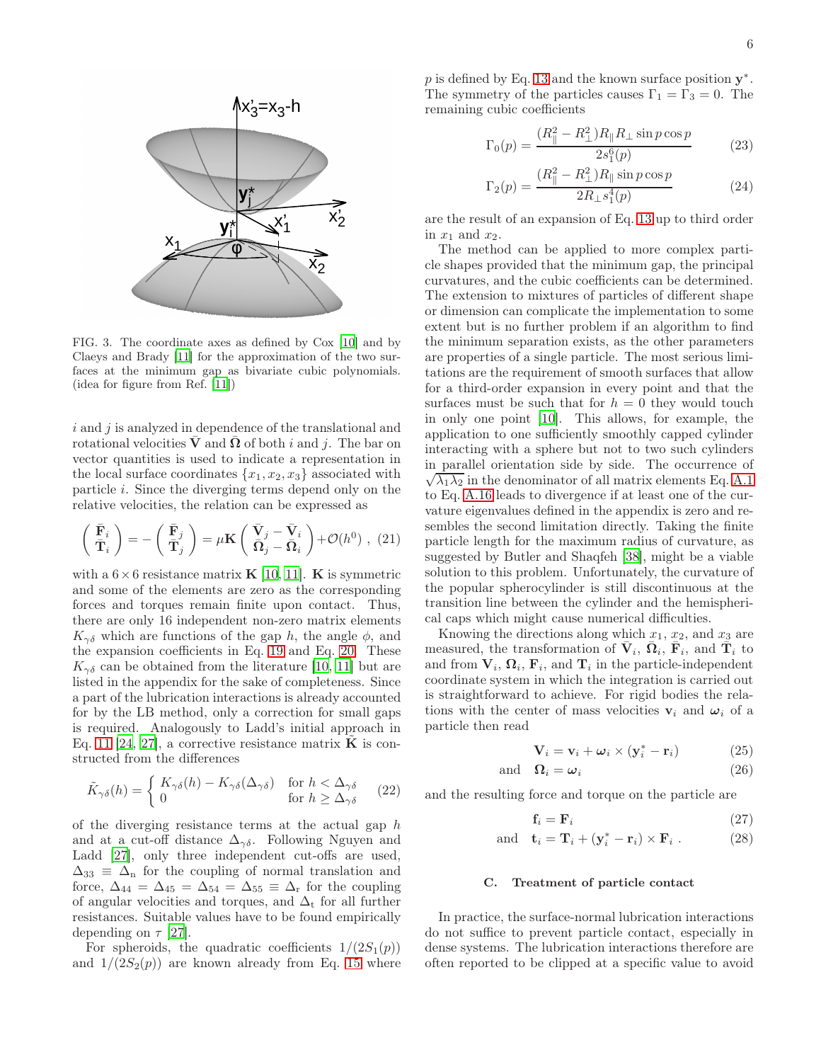FIG. 3. The coordinate axes as defined by Cox [10] and by Claeys and Brady [11] for the approximation of the two surfaces at the minimum gap as bivariate cubic polynomials. (idea for figure from Ref. [11])

$i$ and $j$ is analyzed in dependence of the translational and rotational velocities $\bar{\mathbf{V}}$ and $\bar{\mathbf{\Omega}}$ of both $i$ and $j$. The bar on vector quantities is used to indicate a representation in the local surface coordinates $\{x_1, x_2, x_3\}$ associated with particle $i$. Since the diverging terms depend only on the relative velocities, the relation can be expressed as

$$\begin{pmatrix} \bar{\mathbf{F}}_i \\ \bar{\mathbf{T}}_i \end{pmatrix} = -\begin{pmatrix} \bar{\mathbf{F}}_j \\ \bar{\mathbf{T}}_j \end{pmatrix} = \mu \mathbf{K} \begin{pmatrix} \bar{\mathbf{V}}_j - \bar{\mathbf{V}}_i \\ \bar{\mathbf{\Omega}}_j - \bar{\mathbf{\Omega}}_i \end{pmatrix} + \mathcal{O}(h^0) \ , \quad (21)$$

with a $6\times 6$ resistance matrix $\mathbf{K}$ [10, 11]. $\mathbf{K}$ is symmetric and some of the elements are zero as the corresponding forces and torques remain finite upon contact. Thus, there are only 16 independent non-zero matrix elements $K_{\gamma\delta}$ which are functions of the gap $h$, the angle $\phi$, and the expansion coefficients in Eq. 19 and Eq. 20. These $K_{\gamma\delta}$ can be obtained from the literature [10, 11] but are listed in the appendix for the sake of completeness. Since a part of the lubrication interactions is already accounted for by the LB method, only a correction for small gaps is required. Analogously to Ladd's initial approach in Eq. 11 [24, 27], a corrective resistance matrix $\tilde{\mathbf{K}}$ is constructed from the differences

$$\tilde{K}_{\gamma\delta}(h) = \begin{cases} K_{\gamma\delta}(h) - K_{\gamma\delta}(\Delta_{\gamma\delta}) & \text{for } h < \Delta_{\gamma\delta} \\ 0 & \text{for } h \geq \Delta_{\gamma\delta} \end{cases} \quad (22)$$

of the diverging resistance terms at the actual gap $h$ and at a cut-off distance $\Delta_{\gamma\delta}$. Following Nguyen and Ladd [27], only three independent cut-offs are used, $\Delta_{33} \equiv \Delta_{\mathrm{n}}$ for the coupling of normal translation and force, $\Delta_{44} = \Delta_{45} = \Delta_{54} = \Delta_{55} \equiv \Delta_{\mathrm{r}}$ for the coupling of angular velocities and torques, and $\Delta_{\mathrm{t}}$ for all further resistances. Suitable values have to be found empirically depending on $\tau$ [27].

For spheroids, the quadratic coefficients $1/(2S_1(p))$ and $1/(2S_2(p))$ are known already from Eq. 15 where $p$ is defined by Eq. 13 and the known surface position $\mathbf{y}^*$. The symmetry of the particles causes $\Gamma_1 = \Gamma_3 = 0$. The remaining cubic coefficients

$$\Gamma_0(p) = \frac{(R_\parallel^2 - R_\perp^2) R_\parallel R_\perp \sin p \cos p}{2 s_1^6(p)} \quad (23)$$

$$\Gamma_2(p) = \frac{(R_\parallel^2 - R_\perp^2) R_\parallel \sin p \cos p}{2 R_\perp s_1^4(p)} \quad (24)$$

are the result of an expansion of Eq. 13 up to third order in $x_1$ and $x_2$.

The method can be applied to more complex particle shapes provided that the minimum gap, the principal curvatures, and the cubic coefficients can be determined. The extension to mixtures of particles of different shape or dimension can complicate the implementation to some extent but is no further problem if an algorithm to find the minimum separation exists, as the other parameters are properties of a single particle. The most serious limitations are the requirement of smooth surfaces that allow for a third-order expansion in every point and that the surfaces must be such that for $h = 0$ they would touch in only one point [10]. This allows, for example, the application to one sufficiently smoothly capped cylinder interacting with a sphere but not to two such cylinders in parallel orientation side by side. The occurrence of $\sqrt{\lambda_1\lambda_2}$ in the denominator of all matrix elements Eq. A.1 to Eq. A.16 leads to divergence if at least one of the curvature eigenvalues defined in the appendix is zero and resembles the second limitation directly. Taking the finite particle length for the maximum radius of curvature, as suggested by Butler and Shaqfeh [38], might be a viable solution to this problem. Unfortunately, the curvature of the popular spherocylinder is still discontinuous at the transition line between the cylinder and the hemispherical caps which might cause numerical difficulties.

Knowing the directions along which $x_1$, $x_2$, and $x_3$ are measured, the transformation of $\bar{\mathbf{V}}_i$, $\bar{\mathbf{\Omega}}_i$, $\bar{\mathbf{F}}_i$, and $\bar{\mathbf{T}}_i$ to and from $\mathbf{V}_i$, $\mathbf{\Omega}_i$, $\mathbf{F}_i$, and $\mathbf{T}_i$ in the particle-independent coordinate system in which the integration is carried out is straightforward to achieve. For rigid bodies the relations with the center of mass velocities $\mathbf{v}_i$ and $\boldsymbol{\omega}_i$ of a particle then read

$$\mathbf{V}_i = \mathbf{v}_i + \boldsymbol{\omega}_i \times (\mathbf{y}_i^* - \mathbf{r}_i) \quad (25)$$

$$\text{and} \quad \mathbf{\Omega}_i = \boldsymbol{\omega}_i \quad (26)$$

and the resulting force and torque on the particle are

$$\mathbf{f}_i = \mathbf{F}_i \quad (27)$$

$$\text{and} \quad \mathbf{t}_i = \mathbf{T}_i + (\mathbf{y}_i^* - \mathbf{r}_i) \times \mathbf{F}_i \ . \quad (28)$$

### C. Treatment of particle contact

In practice, the surface-normal lubrication interactions do not suffice to prevent particle contact, especially in dense systems. The lubrication interactions therefore are often reported to be clipped at a specific value to avoid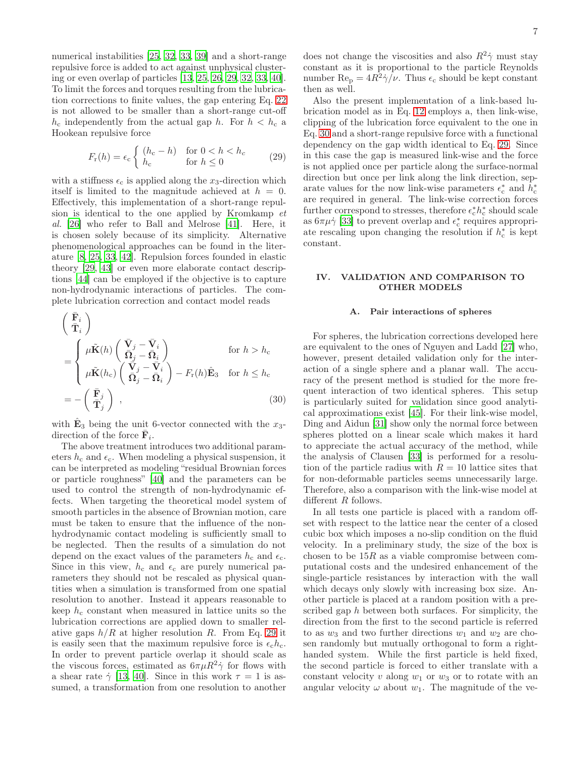numerical instabilities [25, 32, 33, 39] and a short-range repulsive force is added to act against unphysical clustering or even overlap of particles [13, 25, 26, 29, 32, 33, 40]. To limit the forces and torques resulting from the lubrication corrections to finite values, the gap entering Eq. 22 is not allowed to be smaller than a short-range cut-off $h_\mathrm{c}$ independently from the actual gap $h$. For $h < h_\mathrm{c}$ a Hookean repulsive force

$$F_\mathrm{r}(h) = \epsilon_\mathrm{c} \left\{ \begin{array}{ll} (h_\mathrm{c} - h) & \text{for } 0 < h < h_\mathrm{c} \\ h_\mathrm{c} & \text{for } h \leq 0 \end{array} \right. \tag{29}$$

with a stiffness $\epsilon_\mathrm{c}$ is applied along the $x_3$-direction which itself is limited to the magnitude achieved at $h = 0$. Effectively, this implementation of a short-range repulsion is identical to the one applied by Kromkamp *et al.* [26] who refer to Ball and Melrose [41]. Here, it is chosen solely because of its simplicity. Alternative phenomenological approaches can be found in the literature [8, 25, 33, 42]. Repulsion forces founded in elastic theory [29, 43] or even more elaborate contact descriptions [44] can be employed if the objective is to capture non-hydrodynamic interactions of particles. The complete lubrication correction and contact model reads

$$\begin{aligned}
&\left( \begin{array}{c} \bar{\mathbf{F}}_i \\ \bar{\mathbf{T}}_i \end{array} \right) \\
&= \left\{ \begin{array}{ll} \mu \tilde{\mathbf{K}}(h) \left( \begin{array}{c} \bar{\mathbf{V}}_j - \bar{\mathbf{V}}_i \\ \bar{\mathbf{\Omega}}_j - \bar{\mathbf{\Omega}}_i \end{array} \right) & \text{for } h > h_\mathrm{c} \\ \mu \tilde{\mathbf{K}}(h_\mathrm{c}) \left( \begin{array}{c} \bar{\mathbf{V}}_j - \bar{\mathbf{V}}_i \\ \bar{\mathbf{\Omega}}_j - \bar{\mathbf{\Omega}}_i \end{array} \right) - F_\mathrm{r}(h) \hat{\mathbf{E}}_3 & \text{for } h \leq h_\mathrm{c} \end{array} \right. \\
&= - \left( \begin{array}{c} \bar{\mathbf{F}}_j \\ \bar{\mathbf{T}}_j \end{array} \right) \ ,
\end{aligned} \tag{30}$$

with $\hat{\mathbf{E}}_3$ being the unit 6-vector connected with the $x_3$-direction of the force $\bar{\mathbf{F}}_i$.

The above treatment introduces two additional parameters $h_\mathrm{c}$ and $\epsilon_\mathrm{c}$. When modeling a physical suspension, it can be interpreted as modeling "residual Brownian forces or particle roughness" [40] and the parameters can be used to control the strength of non-hydrodynamic effects. When targeting the theoretical model system of smooth particles in the absence of Brownian motion, care must be taken to ensure that the influence of the non-hydrodynamic contact modeling is sufficiently small to be neglected. Then the results of a simulation do not depend on the exact values of the parameters $h_\mathrm{c}$ and $\epsilon_\mathrm{c}$. Since in this view, $h_\mathrm{c}$ and $\epsilon_\mathrm{c}$ are purely numerical parameters they should not be rescaled as physical quantities when a simulation is transformed from one spatial resolution to another. Instead it appears reasonable to keep $h_\mathrm{c}$ constant when measured in lattice units so the lubrication corrections are applied down to smaller relative gaps $h/R$ at higher resolution $R$. From Eq. 29 it is easily seen that the maximum repulsive force is $\epsilon_\mathrm{c} h_\mathrm{c}$. In order to prevent particle overlap it should scale as the viscous forces, estimated as $6\pi\mu R^2 \dot{\gamma}$ for flows with a shear rate $\dot{\gamma}$ [13, 40]. Since in this work $\tau = 1$ is assumed, a transformation from one resolution to another does not change the viscosities and also $R^2\dot{\gamma}$ must stay constant as it is proportional to the particle Reynolds number $\mathrm{Re}_\mathrm{p} = 4R^2\dot{\gamma}/\nu$. Thus $\epsilon_\mathrm{c}$ should be kept constant then as well.

Also the present implementation of a link-based lubrication model as in Eq. 12 employs a, then link-wise, clipping of the lubrication force equivalent to the one in Eq. 30 and a short-range repulsive force with a functional dependency on the gap width identical to Eq. 29. Since in this case the gap is measured link-wise and the force is not applied once per particle along the surface-normal direction but once per link along the link direction, separate values for the now link-wise parameters $\epsilon^*_\mathrm{c}$ and $h^*_\mathrm{c}$ are required in general. The link-wise correction forces further correspond to stresses, therefore $\epsilon^*_\mathrm{c} h^*_\mathrm{c}$ should scale as $6\pi\mu\dot{\gamma}$ [33] to prevent overlap and $\epsilon^*_\mathrm{c}$ requires appropriate rescaling upon changing the resolution if $h^*_\mathrm{c}$ is kept constant.

## IV. VALIDATION AND COMPARISON TO OTHER MODELS

### A. Pair interactions of spheres

For spheres, the lubrication corrections developed here are equivalent to the ones of Nguyen and Ladd [27] who, however, present detailed validation only for the interaction of a single sphere and a planar wall. The accuracy of the present method is studied for the more frequent interaction of two identical spheres. This setup is particularly suited for validation since good analytical approximations exist [45]. For their link-wise model, Ding and Aidun [31] show only the normal force between spheres plotted on a linear scale which makes it hard to appreciate the actual accuracy of the method, while the analysis of Clausen [33] is performed for a resolution of the particle radius with $R = 10$ lattice sites that for non-deformable particles seems unnecessarily large. Therefore, also a comparison with the link-wise model at different $R$ follows.

In all tests one particle is placed with a random offset with respect to the lattice near the center of a closed cubic box which imposes a no-slip condition on the fluid velocity. In a preliminary study, the size of the box is chosen to be $15R$ as a viable compromise between computational costs and the undesired enhancement of the single-particle resistances by interaction with the wall which decays only slowly with increasing box size. Another particle is placed at a random position with a prescribed gap $h$ between both surfaces. For simplicity, the direction from the first to the second particle is referred to as $w_3$ and two further directions $w_1$ and $w_2$ are chosen randomly but mutually orthogonal to form a right-handed system. While the first particle is held fixed, the second particle is forced to either translate with a constant velocity $v$ along $w_1$ or $w_3$ or to rotate with an angular velocity $\omega$ about $w_1$. The magnitude of the ve-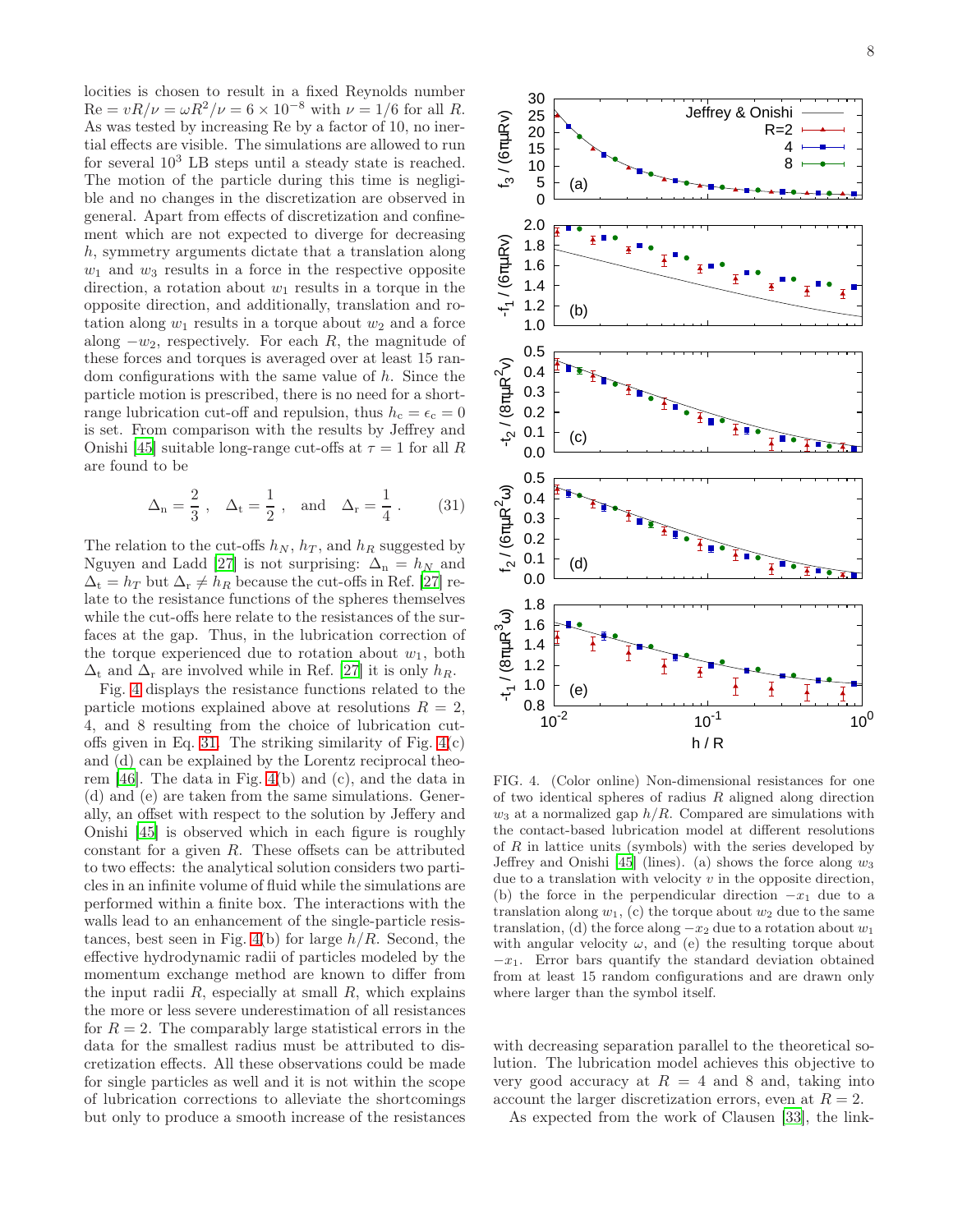locities is chosen to result in a fixed Reynolds number $\mathrm{Re} = vR/\nu = \omega R^2/\nu = 6 \times 10^{-8}$ with $\nu = 1/6$ for all $R$. As was tested by increasing Re by a factor of 10, no inertial effects are visible. The simulations are allowed to run for several $10^3$ LB steps until a steady state is reached. The motion of the particle during this time is negligible and no changes in the discretization are observed in general. Apart from effects of discretization and confinement which are not expected to diverge for decreasing $h$, symmetry arguments dictate that a translation along $w_1$ and $w_3$ results in a force in the respective opposite direction, a rotation about $w_1$ results in a torque in the opposite direction, and additionally, translation and rotation along $w_1$ results in a torque about $w_2$ and a force along $-w_2$, respectively. For each $R$, the magnitude of these forces and torques is averaged over at least 15 random configurations with the same value of $h$. Since the particle motion is prescribed, there is no need for a short-range lubrication cut-off and repulsion, thus $h_\mathrm{c} = \epsilon_\mathrm{c} = 0$ is set. From comparison with the results by Jeffrey and Onishi [45] suitable long-range cut-offs at $\tau = 1$ for all $R$ are found to be

$$\Delta_\mathrm{n} = \frac{2}{3}\,, \quad \Delta_\mathrm{t} = \frac{1}{2}\,, \quad \text{and} \quad \Delta_\mathrm{r} = \frac{1}{4}\,. \tag{31}$$

The relation to the cut-offs $h_N$, $h_T$, and $h_R$ suggested by Nguyen and Ladd [27] is not surprising: $\Delta_\mathrm{n} = h_N$ and $\Delta_\mathrm{t} = h_T$ but $\Delta_\mathrm{r} \neq h_R$ because the cut-offs in Ref. [27] relate to the resistance functions of the spheres themselves while the cut-offs here relate to the resistances of the surfaces at the gap. Thus, in the lubrication correction of the torque experienced due to rotation about $w_1$, both $\Delta_\mathrm{t}$ and $\Delta_\mathrm{r}$ are involved while in Ref. [27] it is only $h_R$.

Fig. 4 displays the resistance functions related to the particle motions explained above at resolutions $R = 2$, 4, and 8 resulting from the choice of lubrication cut-offs given in Eq. 31. The striking similarity of Fig. 4(c) and (d) can be explained by the Lorentz reciprocal theorem [46]. The data in Fig. 4(b) and (c), and the data in (d) and (e) are taken from the same simulations. Generally, an offset with respect to the solution by Jeffery and Onishi [45] is observed which in each figure is roughly constant for a given $R$. These offsets can be attributed to two effects: the analytical solution considers two particles in an infinite volume of fluid while the simulations are performed within a finite box. The interactions with the walls lead to an enhancement of the single-particle resistances, best seen in Fig. 4(b) for large $h/R$. Second, the effective hydrodynamic radii of particles modeled by the momentum exchange method are known to differ from the input radii $R$, especially at small $R$, which explains the more or less severe underestimation of all resistances for $R = 2$. The comparably large statistical errors in the data for the smallest radius must be attributed to discretization effects. All these observations could be made for single particles as well and it is not within the scope of lubrication corrections to alleviate the shortcomings but only to produce a smooth increase of the resistances with decreasing separation parallel to the theoretical solution. The lubrication model achieves this objective to very good accuracy at $R = 4$ and 8 and, taking into account the larger discretization errors, even at $R = 2$.

FIG. 4. (Color online) Non-dimensional resistances for one of two identical spheres of radius $R$ aligned along direction $w_3$ at a normalized gap $h/R$. Compared are simulations with the contact-based lubrication model at different resolutions of $R$ in lattice units (symbols) with the series developed by Jeffrey and Onishi [45] (lines). (a) shows the force along $w_3$ due to a translation with velocity $v$ in the opposite direction, (b) the force in the perpendicular direction $-x_1$ due to a translation along $w_1$, (c) the torque about $w_2$ due to the same translation, (d) the force along $-x_2$ due to a rotation about $w_1$ with angular velocity $\omega$, and (e) the resulting torque about $-x_1$. Error bars quantify the standard deviation obtained from at least 15 random configurations and are drawn only where larger than the symbol itself.

As expected from the work of Clausen [33], the link-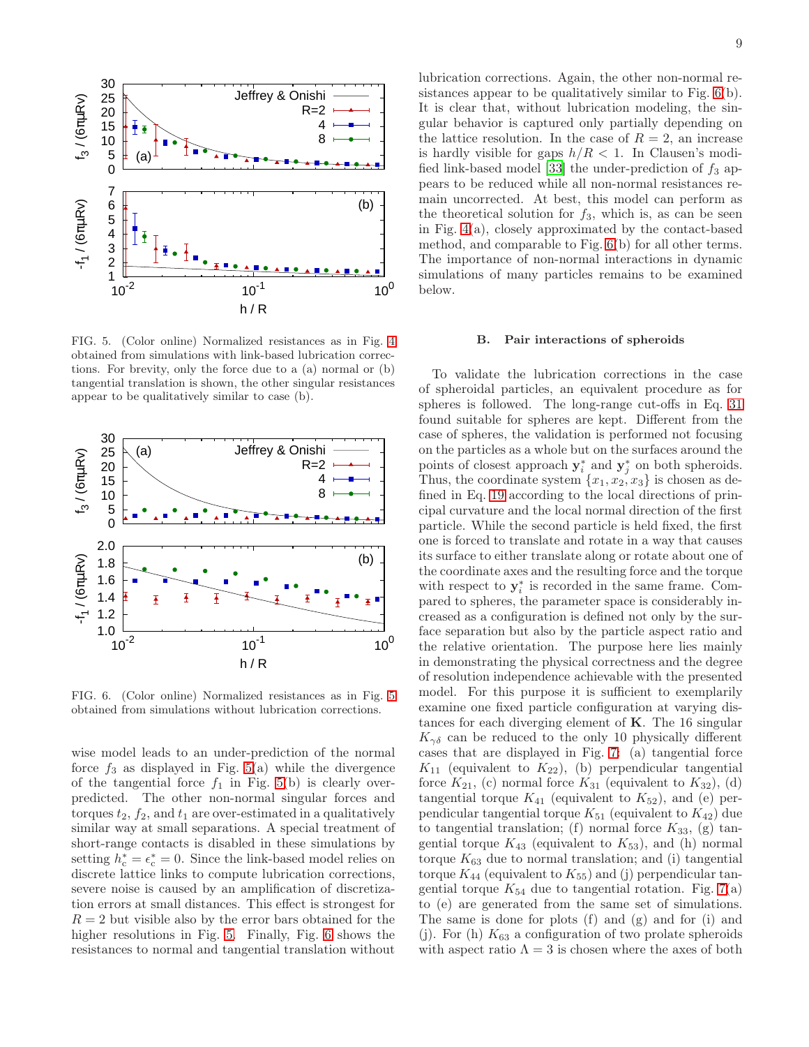FIG. 5. (Color online) Normalized resistances as in Fig. 4 obtained from simulations with link-based lubrication corrections. For brevity, only the force due to a (a) normal or (b) tangential translation is shown, the other singular resistances appear to be qualitatively similar to case (b).

FIG. 6. (Color online) Normalized resistances as in Fig. 5 obtained from simulations without lubrication corrections.

wise model leads to an under-prediction of the normal force $f_3$ as displayed in Fig. 5(a) while the divergence of the tangential force $f_1$ in Fig. 5(b) is clearly over-predicted. The other non-normal singular forces and torques $t_2$, $f_2$, and $t_1$ are over-estimated in a qualitatively similar way at small separations. A special treatment of short-range contacts is disabled in these simulations by setting $h^*_c = \epsilon^*_c = 0$. Since the link-based model relies on discrete lattice links to compute lubrication corrections, severe noise is caused by an amplification of discretization errors at small distances. This effect is strongest for $R = 2$ but visible also by the error bars obtained for the higher resolutions in Fig. 5. Finally, Fig. 6 shows the resistances to normal and tangential translation without lubrication corrections. Again, the other non-normal resistances appear to be qualitatively similar to Fig. 6(b). It is clear that, without lubrication modeling, the singular behavior is captured only partially depending on the lattice resolution. In the case of $R = 2$, an increase is hardly visible for gaps $h/R < 1$. In Clausen's modified link-based model [33] the under-prediction of $f_3$ appears to be reduced while all non-normal resistances remain uncorrected. At best, this model can perform as the theoretical solution for $f_3$, which is, as can be seen in Fig. 4(a), closely approximated by the contact-based method, and comparable to Fig. 6(b) for all other terms. The importance of non-normal interactions in dynamic simulations of many particles remains to be examined below.

### B. Pair interactions of spheroids

To validate the lubrication corrections in the case of spheroidal particles, an equivalent procedure as for spheres is followed. The long-range cut-offs in Eq. 31 found suitable for spheres are kept. Different from the case of spheres, the validation is performed not focusing on the particles as a whole but on the surfaces around the points of closest approach $\mathbf{y}^*_i$ and $\mathbf{y}^*_j$ on both spheroids. Thus, the coordinate system $\{x_1, x_2, x_3\}$ is chosen as defined in Eq. 19 according to the local directions of principal curvature and the local normal direction of the first particle. While the second particle is held fixed, the first one is forced to translate and rotate in a way that causes its surface to either translate along or rotate about one of the coordinate axes and the resulting force and the torque with respect to $\mathbf{y}^*_i$ is recorded in the same frame. Compared to spheres, the parameter space is considerably increased as a configuration is defined not only by the surface separation but also by the particle aspect ratio and the relative orientation. The purpose here lies mainly in demonstrating the physical correctness and the degree of resolution independence achievable with the presented model. For this purpose it is sufficient to exemplarily examine one fixed particle configuration at varying distances for each diverging element of $\mathbf{K}$. The 16 singular $K_{\gamma\delta}$ can be reduced to the only 10 physically different cases that are displayed in Fig. 7: (a) tangential force $K_{11}$ (equivalent to $K_{22}$), (b) perpendicular tangential force $K_{21}$, (c) normal force $K_{31}$ (equivalent to $K_{32}$), (d) tangential torque $K_{41}$ (equivalent to $K_{52}$), and (e) perpendicular tangential torque $K_{51}$ (equivalent to $K_{42}$) due to tangential translation; (f) normal force $K_{33}$, (g) tangential torque $K_{43}$ (equivalent to $K_{53}$), and (h) normal torque $K_{63}$ due to normal translation; and (i) tangential torque $K_{44}$ (equivalent to $K_{55}$) and (j) perpendicular tangential torque $K_{54}$ due to tangential rotation. Fig. 7(a) to (e) are generated from the same set of simulations. The same is done for plots (f) and (g) and for (i) and (j). For (h) $K_{63}$ a configuration of two prolate spheroids with aspect ratio $\Lambda = 3$ is chosen where the axes of both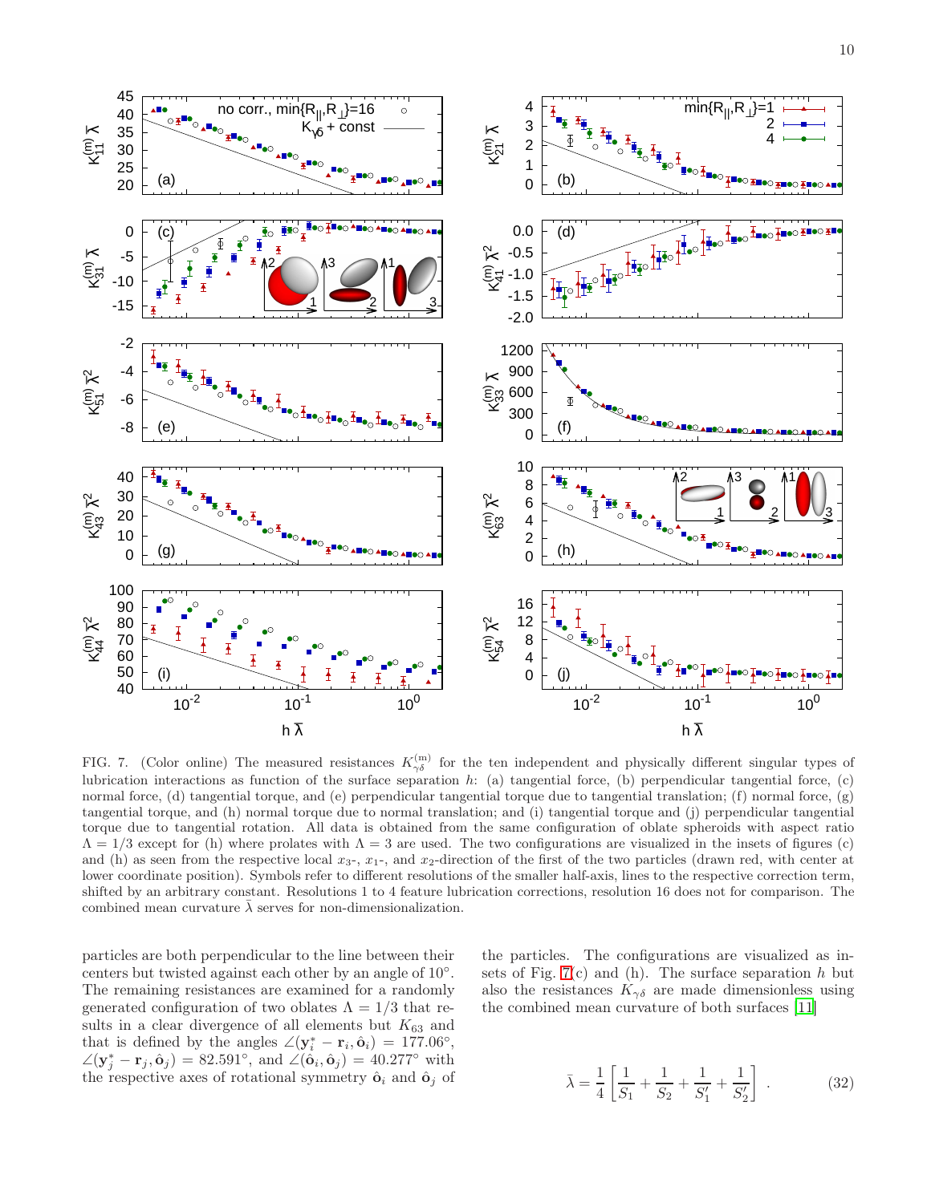FIG. 7. (Color online) The measured resistances $K^{(\mathrm{m})}_{\gamma\delta}$ for the ten independent and physically different singular types of lubrication interactions as function of the surface separation $h$: (a) tangential force, (b) perpendicular tangential force, (c) normal force, (d) tangential torque, and (e) perpendicular tangential torque due to tangential translation; (f) normal force, (g) tangential torque, and (h) normal torque due to normal translation; and (i) tangential torque and (j) perpendicular tangential torque due to tangential rotation. All data is obtained from the same configuration of oblate spheroids with aspect ratio $\Lambda = 1/3$ except for (h) where prolates with $\Lambda = 3$ are used. The two configurations are visualized in the insets of figures (c) and (h) as seen from the respective local $x_3$-, $x_1$-, and $x_2$-direction of the first of the two particles (drawn red, with center at lower coordinate position). Symbols refer to different resolutions of the smaller half-axis, lines to the respective correction term, shifted by an arbitrary constant. Resolutions 1 to 4 feature lubrication corrections, resolution 16 does not for comparison. The combined mean curvature $\bar{\lambda}$ serves for non-dimensionalization.

particles are both perpendicular to the line between their centers but twisted against each other by an angle of 10°. The remaining resistances are examined for a randomly generated configuration of two oblates $\Lambda = 1/3$ that results in a clear divergence of all elements but $K_{63}$ and that is defined by the angles $\angle(\mathbf{y}^*_i - \mathbf{r}_i, \hat{\mathbf{o}}_i) = 177.06°$, $\angle(\mathbf{y}^*_j - \mathbf{r}_j, \hat{\mathbf{o}}_j) = 82.591°$, and $\angle(\hat{\mathbf{o}}_i, \hat{\mathbf{o}}_j) = 40.277°$ with the respective axes of rotational symmetry $\hat{\mathbf{o}}_i$ and $\hat{\mathbf{o}}_j$ of the particles. The configurations are visualized as insets of Fig. 7(c) and (h). The surface separation $h$ but also the resistances $K_{\gamma\delta}$ are made dimensionless using the combined mean curvature of both surfaces [11]

$$\bar{\lambda} = \frac{1}{4}\left[\frac{1}{S_1} + \frac{1}{S_2} + \frac{1}{S_1'} + \frac{1}{S_2'}\right] . \tag{32}$$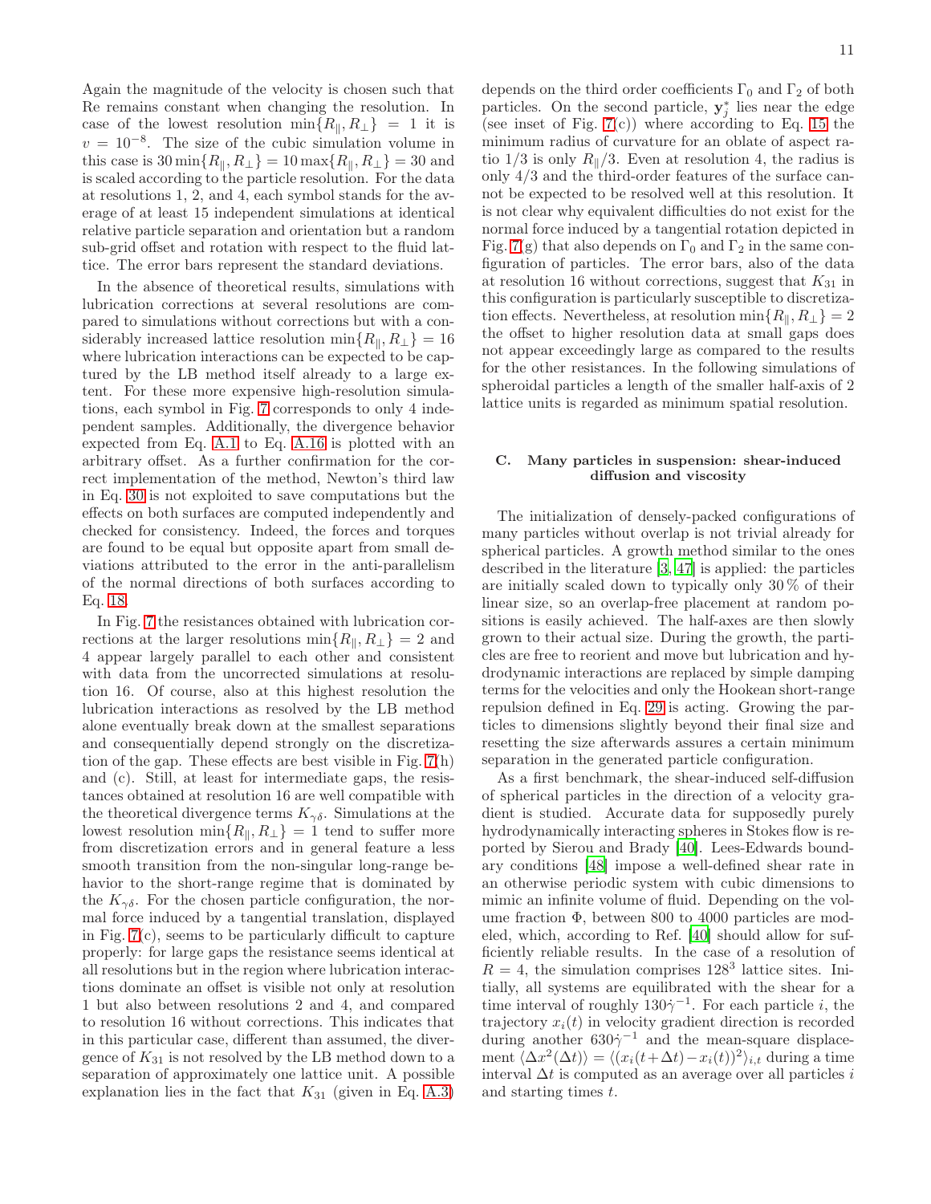Again the magnitude of the velocity is chosen such that Re remains constant when changing the resolution. In case of the lowest resolution $\min\{R_\parallel, R_\perp\} = 1$ it is $v = 10^{-8}$. The size of the cubic simulation volume in this case is $30 \min\{R_\parallel, R_\perp\} = 10 \max\{R_\parallel, R_\perp\} = 30$ and is scaled according to the particle resolution. For the data at resolutions 1, 2, and 4, each symbol stands for the average of at least 15 independent simulations at identical relative particle separation and orientation but a random sub-grid offset and rotation with respect to the fluid lattice. The error bars represent the standard deviations.

In the absence of theoretical results, simulations with lubrication corrections at several resolutions are compared to simulations without corrections but with a considerably increased lattice resolution $\min\{R_\parallel, R_\perp\} = 16$ where lubrication interactions can be expected to be captured by the LB method itself already to a large extent. For these more expensive high-resolution simulations, each symbol in Fig. 7 corresponds to only 4 independent samples. Additionally, the divergence behavior expected from Eq. A.1 to Eq. A.16 is plotted with an arbitrary offset. As a further confirmation for the correct implementation of the method, Newton's third law in Eq. 30 is not exploited to save computations but the effects on both surfaces are computed independently and checked for consistency. Indeed, the forces and torques are found to be equal but opposite apart from small deviations attributed to the error in the anti-parallelism of the normal directions of both surfaces according to Eq. 18.

In Fig. 7 the resistances obtained with lubrication corrections at the larger resolutions $\min\{R_\parallel, R_\perp\} = 2$ and 4 appear largely parallel to each other and consistent with data from the uncorrected simulations at resolution 16. Of course, also at this highest resolution the lubrication interactions as resolved by the LB method alone eventually break down at the smallest separations and consequentially depend strongly on the discretization of the gap. These effects are best visible in Fig. 7(h) and (c). Still, at least for intermediate gaps, the resistances obtained at resolution 16 are well compatible with the theoretical divergence terms $K_{\gamma\delta}$. Simulations at the lowest resolution $\min\{R_\parallel, R_\perp\} = 1$ tend to suffer more from discretization errors and in general feature a less smooth transition from the non-singular long-range behavior to the short-range regime that is dominated by the $K_{\gamma\delta}$. For the chosen particle configuration, the normal force induced by a tangential translation, displayed in Fig. 7(c), seems to be particularly difficult to capture properly: for large gaps the resistance seems identical at all resolutions but in the region where lubrication interactions dominate an offset is visible not only at resolution 1 but also between resolutions 2 and 4, and compared to resolution 16 without corrections. This indicates that in this particular case, different than assumed, the divergence of $K_{31}$ is not resolved by the LB method down to a separation of approximately one lattice unit. A possible explanation lies in the fact that $K_{31}$ (given in Eq. A.3) depends on the third order coefficients $\Gamma_0$ and $\Gamma_2$ of both particles. On the second particle, $\mathbf{y}^*_j$ lies near the edge (see inset of Fig. 7(c)) where according to Eq. 15 the minimum radius of curvature for an oblate of aspect ratio 1/3 is only $R_\parallel/3$. Even at resolution 4, the radius is only 4/3 and the third-order features of the surface cannot be expected to be resolved well at this resolution. It is not clear why equivalent difficulties do not exist for the normal force induced by a tangential rotation depicted in Fig. 7(g) that also depends on $\Gamma_0$ and $\Gamma_2$ in the same configuration of particles. The error bars, also of the data at resolution 16 without corrections, suggest that $K_{31}$ in this configuration is particularly susceptible to discretization effects. Nevertheless, at resolution $\min\{R_\parallel, R_\perp\} = 2$ the offset to higher resolution data at small gaps does not appear exceedingly large as compared to the results for the other resistances. In the following simulations of spheroidal particles a length of the smaller half-axis of 2 lattice units is regarded as minimum spatial resolution.

### C. Many particles in suspension: shear-induced diffusion and viscosity

The initialization of densely-packed configurations of many particles without overlap is not trivial already for spherical particles. A growth method similar to the ones described in the literature [3, 47] is applied: the particles are initially scaled down to typically only 30 % of their linear size, so an overlap-free placement at random positions is easily achieved. The half-axes are then slowly grown to their actual size. During the growth, the particles are free to reorient and move but lubrication and hydrodynamic interactions are replaced by simple damping terms for the velocities and only the Hookean short-range repulsion defined in Eq. 29 is acting. Growing the particles to dimensions slightly beyond their final size and resetting the size afterwards assures a certain minimum separation in the generated particle configuration.

As a first benchmark, the shear-induced self-diffusion of spherical particles in the direction of a velocity gradient is studied. Accurate data for supposedly purely hydrodynamically interacting spheres in Stokes flow is reported by Sierou and Brady [40]. Lees-Edwards boundary conditions [48] impose a well-defined shear rate in an otherwise periodic system with cubic dimensions to mimic an infinite volume of fluid. Depending on the volume fraction $\Phi$, between 800 to 4000 particles are modeled, which, according to Ref. [40] should allow for sufficiently reliable results. In the case of a resolution of $R = 4$, the simulation comprises $128^3$ lattice sites. Initially, all systems are equilibrated with the shear for a time interval of roughly $130\dot{\gamma}^{-1}$. For each particle $i$, the trajectory $x_i(t)$ in velocity gradient direction is recorded during another $630\dot{\gamma}^{-1}$ and the mean-square displacement $\langle \Delta x^2(\Delta t)\rangle = \langle (x_i(t+\Delta t) - x_i(t))^2 \rangle_{i,t}$ during a time interval $\Delta t$ is computed as an average over all particles $i$ and starting times $t$.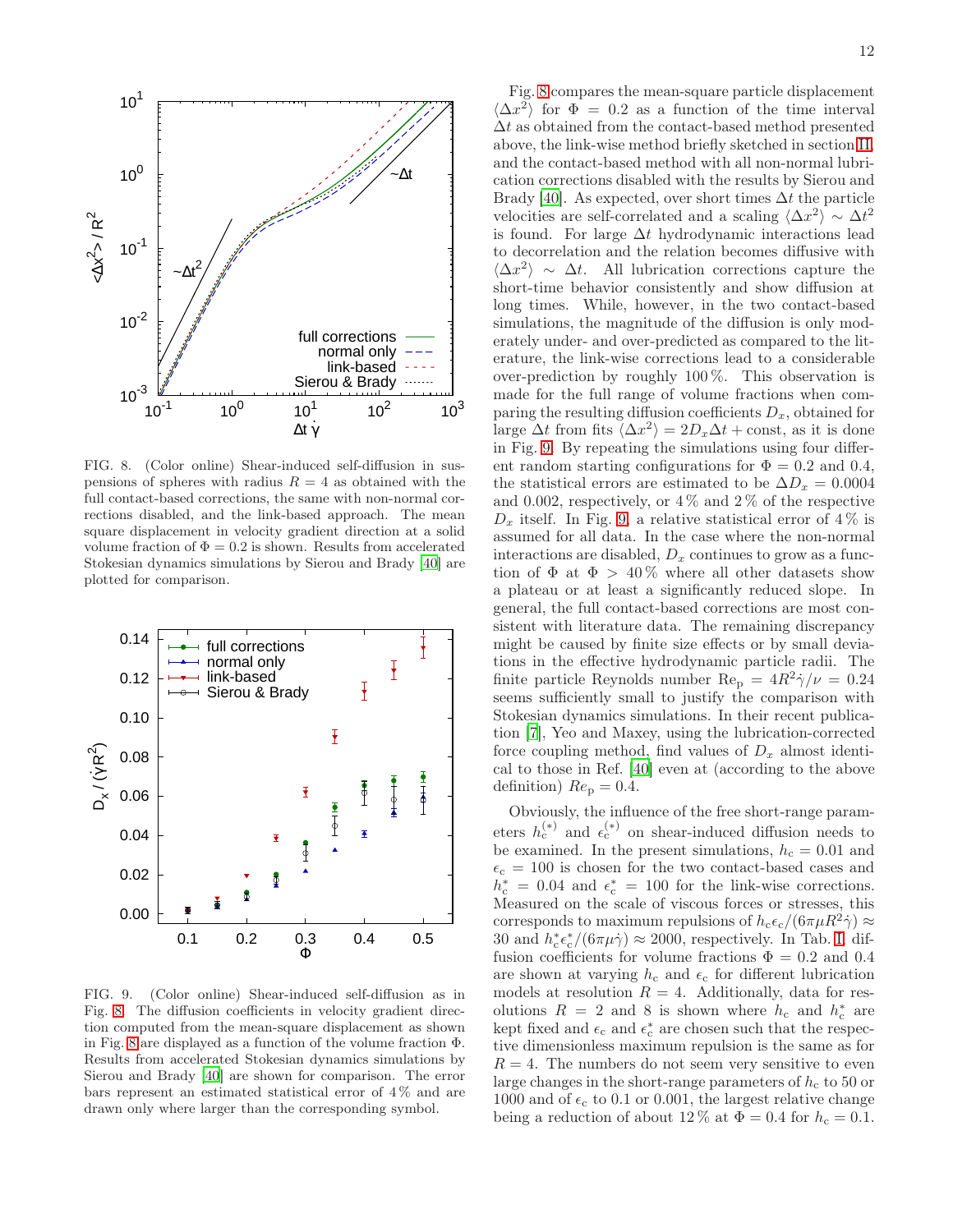FIG. 8. (Color online) Shear-induced self-diffusion in suspensions of spheres with radius $R = 4$ as obtained with the full contact-based corrections, the same with non-normal corrections disabled, and the link-based approach. The mean square displacement in velocity gradient direction at a solid volume fraction of $\Phi = 0.2$ is shown. Results from accelerated Stokesian dynamics simulations by Sierou and Brady [40] are plotted for comparison.

FIG. 9. (Color online) Shear-induced self-diffusion as in Fig. 8. The diffusion coefficients in velocity gradient direction computed from the mean-square displacement as shown in Fig. 8 are displayed as a function of the volume fraction $\Phi$. Results from accelerated Stokesian dynamics simulations by Sierou and Brady [40] are shown for comparison. The error bars represent an estimated statistical error of 4 % and are drawn only where larger than the corresponding symbol.

Fig. 8 compares the mean-square particle displacement $\langle \Delta x^2 \rangle$ for $\Phi = 0.2$ as a function of the time interval $\Delta t$ as obtained from the contact-based method presented above, the link-wise method briefly sketched in section II, and the contact-based method with all non-normal lubrication corrections disabled with the results by Sierou and Brady [40]. As expected, over short times $\Delta t$ the particle velocities are self-correlated and a scaling $\langle \Delta x^2 \rangle \sim \Delta t^2$ is found. For large $\Delta t$ hydrodynamic interactions lead to decorrelation and the relation becomes diffusive with $\langle \Delta x^2 \rangle \sim \Delta t$. All lubrication corrections capture the short-time behavior consistently and show diffusion at long times. While, however, in the two contact-based simulations, the magnitude of the diffusion is only moderately under- and over-predicted as compared to the literature, the link-wise corrections lead to a considerable over-prediction by roughly 100 %. This observation is made for the full range of volume fractions when comparing the resulting diffusion coefficients $D_x$, obtained for large $\Delta t$ from fits $\langle \Delta x^2 \rangle = 2D_x \Delta t + \text{const}$, as it is done in Fig. 9. By repeating the simulations using four different random starting configurations for $\Phi = 0.2$ and 0.4, the statistical errors are estimated to be $\Delta D_x = 0.0004$ and 0.002, respectively, or 4 % and 2 % of the respective $D_x$ itself. In Fig. 9, a relative statistical error of 4 % is assumed for all data. In the case where the non-normal interactions are disabled, $D_x$ continues to grow as a function of $\Phi$ at $\Phi > 40\,\%$ where all other datasets show a plateau or at least a significantly reduced slope. In general, the full contact-based corrections are most consistent with literature data. The remaining discrepancy might be caused by finite size effects or by small deviations in the effective hydrodynamic particle radii. The finite particle Reynolds number $\mathrm{Re}_\mathrm{p} = 4R^2\dot{\gamma}/\nu = 0.24$ seems sufficiently small to justify the comparison with Stokesian dynamics simulations. In their recent publication [7], Yeo and Maxey, using the lubrication-corrected force coupling method, find values of $D_x$ almost identical to those in Ref. [40] even at (according to the above definition) $Re_\mathrm{p} = 0.4$.

Obviously, the influence of the free short-range parameters $h_\mathrm{c}^{(*)}$ and $\epsilon_\mathrm{c}^{(*)}$ on shear-induced diffusion needs to be examined. In the present simulations, $h_\mathrm{c} = 0.01$ and $\epsilon_\mathrm{c} = 100$ is chosen for the two contact-based cases and $h_\mathrm{c}^* = 0.04$ and $\epsilon_\mathrm{c}^* = 100$ for the link-wise corrections. Measured on the scale of viscous forces or stresses, this corresponds to maximum repulsions of $h_\mathrm{c}\epsilon_\mathrm{c}/(6\pi\mu R^2\dot{\gamma}) \approx 30$ and $h_\mathrm{c}^*\epsilon_\mathrm{c}^*/(6\pi\mu\dot{\gamma}) \approx 2000$, respectively. In Tab. I, diffusion coefficients for volume fractions $\Phi = 0.2$ and 0.4 are shown at varying $h_\mathrm{c}$ and $\epsilon_\mathrm{c}$ for different lubrication models at resolution $R = 4$. Additionally, data for resolutions $R = 2$ and 8 is shown where $h_\mathrm{c}$ and $h_\mathrm{c}^*$ are kept fixed and $\epsilon_\mathrm{c}$ and $\epsilon_\mathrm{c}^*$ are chosen such that the respective dimensionless maximum repulsion is the same as for $R = 4$. The numbers do not seem very sensitive to even large changes in the short-range parameters of $h_\mathrm{c}$ to 50 or 1000 and of $\epsilon_\mathrm{c}$ to 0.1 or 0.001, the largest relative change being a reduction of about 12 % at $\Phi = 0.4$ for $h_\mathrm{c} = 0.1$.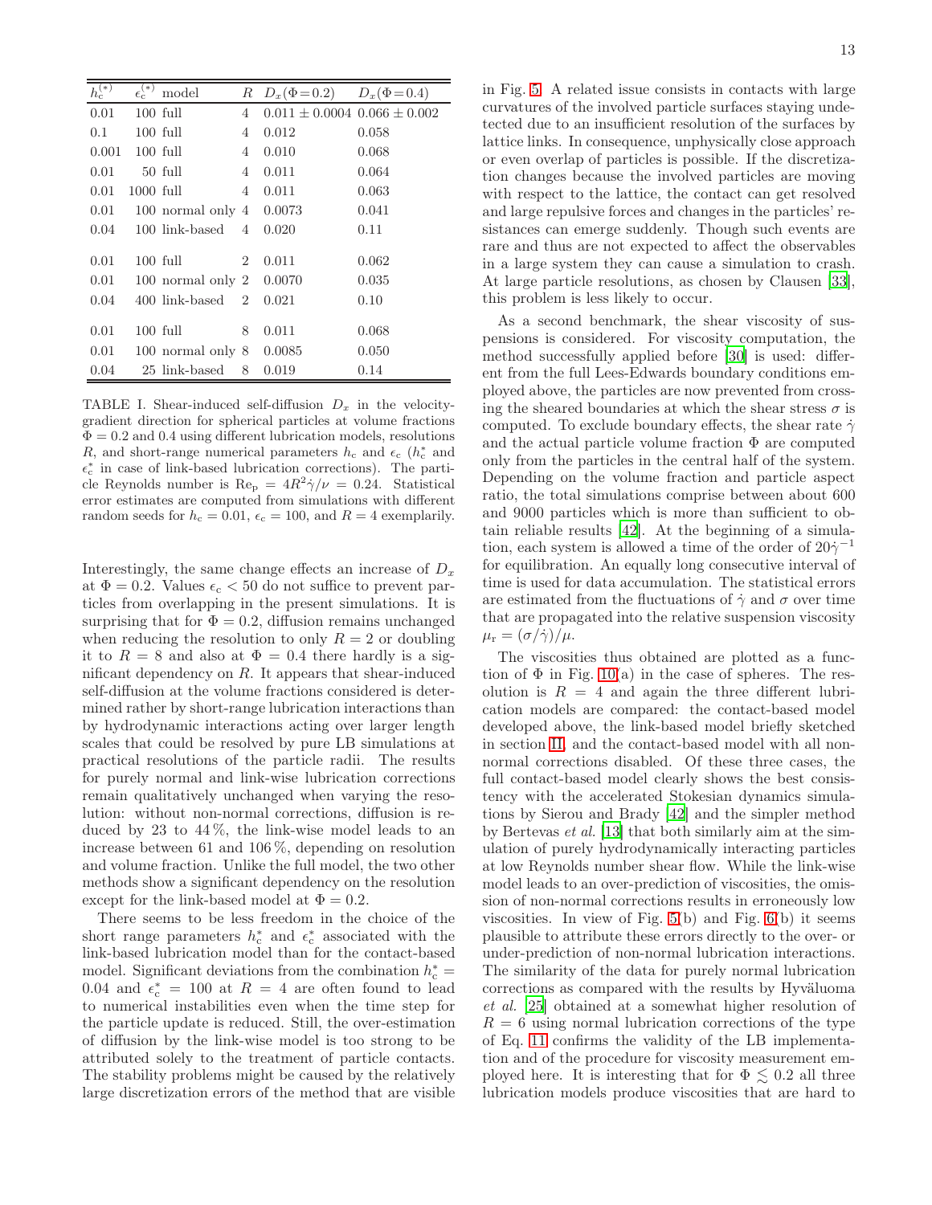| $h_c^{(*)}$ | $\epsilon_c^{(*)}$ | model | $R$ | $D_x(\Phi=0.2)$ | $D_x(\Phi=0.4)$ |
|---|---|---|---|---|---|
| 0.01 | 100 | full | 4 | $0.011 \pm 0.0004$ | $0.066 \pm 0.002$ |
| 0.1 | 100 | full | 4 | 0.012 | 0.058 |
| 0.001 | 100 | full | 4 | 0.010 | 0.068 |
| 0.01 | 50 | full | 4 | 0.011 | 0.064 |
| 0.01 | 1000 | full | 4 | 0.011 | 0.063 |
| 0.01 | 100 | normal only | 4 | 0.0073 | 0.041 |
| 0.04 | 100 | link-based | 4 | 0.020 | 0.11 |
| 0.01 | 100 | full | 2 | 0.011 | 0.062 |
| 0.01 | 100 | normal only | 2 | 0.0070 | 0.035 |
| 0.04 | 400 | link-based | 2 | 0.021 | 0.10 |
| 0.01 | 100 | full | 8 | 0.011 | 0.068 |
| 0.01 | 100 | normal only | 8 | 0.0085 | 0.050 |
| 0.04 | 25 | link-based | 8 | 0.019 | 0.14 |

TABLE I. Shear-induced self-diffusion $D_x$ in the velocity-gradient direction for spherical particles at volume fractions $\Phi = 0.2$ and 0.4 using different lubrication models, resolutions $R$, and short-range numerical parameters $h_c$ and $\epsilon_c$ ($h_c^*$ and $\epsilon_c^*$ in case of link-based lubrication corrections). The particle Reynolds number is $\mathrm{Re_p} = 4R^2\dot{\gamma}/\nu = 0.24$. Statistical error estimates are computed from simulations with different random seeds for $h_c = 0.01$, $\epsilon_c = 100$, and $R = 4$ exemplarily.

Interestingly, the same change effects an increase of $D_x$ at $\Phi = 0.2$. Values $\epsilon_c < 50$ do not suffice to prevent particles from overlapping in the present simulations. It is surprising that for $\Phi = 0.2$, diffusion remains unchanged when reducing the resolution to only $R = 2$ or doubling it to $R = 8$ and also at $\Phi = 0.4$ there hardly is a significant dependency on $R$. It appears that shear-induced self-diffusion at the volume fractions considered is determined rather by short-range lubrication interactions than by hydrodynamic interactions acting over larger length scales that could be resolved by pure LB simulations at practical resolutions of the particle radii. The results for purely normal and link-wise lubrication corrections remain qualitatively unchanged when varying the resolution: without non-normal corrections, diffusion is reduced by 23 to 44 %, the link-wise model leads to an increase between 61 and 106 %, depending on resolution and volume fraction. Unlike the full model, the two other methods show a significant dependency on the resolution except for the link-based model at $\Phi = 0.2$.

There seems to be less freedom in the choice of the short range parameters $h_c^*$ and $\epsilon_c^*$ associated with the link-based lubrication model than for the contact-based model. Significant deviations from the combination $h_c^* = 0.04$ and $\epsilon_c^* = 100$ at $R = 4$ are often found to lead to numerical instabilities even when the time step for the particle update is reduced. Still, the over-estimation of diffusion by the link-wise model is too strong to be attributed solely to the treatment of particle contacts. The stability problems might be caused by the relatively large discretization errors of the method that are visible in Fig. 5. A related issue consists in contacts with large curvatures of the involved particle surfaces staying undetected due to an insufficient resolution of the surfaces by lattice links. In consequence, unphysically close approach or even overlap of particles is possible. If the discretization changes because the involved particles are moving with respect to the lattice, the contact can get resolved and large repulsive forces and changes in the particles' resistances can emerge suddenly. Though such events are rare and thus are not expected to affect the observables in a large system they can cause a simulation to crash. At large particle resolutions, as chosen by Clausen [33], this problem is less likely to occur.

As a second benchmark, the shear viscosity of suspensions is considered. For viscosity computation, the method successfully applied before [30] is used: different from the full Lees-Edwards boundary conditions employed above, the particles are now prevented from crossing the sheared boundaries at which the shear stress $\sigma$ is computed. To exclude boundary effects, the shear rate $\dot{\gamma}$ and the actual particle volume fraction $\Phi$ are computed only from the particles in the central half of the system. Depending on the volume fraction and particle aspect ratio, the total simulations comprise between about 600 and 9000 particles which is more than sufficient to obtain reliable results [42]. At the beginning of a simulation, each system is allowed a time of the order of $20\dot{\gamma}^{-1}$ for equilibration. An equally long consecutive interval of time is used for data accumulation. The statistical errors are estimated from the fluctuations of $\dot{\gamma}$ and $\sigma$ over time that are propagated into the relative suspension viscosity $\mu_r = (\sigma/\dot{\gamma})/\mu$.

The viscosities thus obtained are plotted as a function of $\Phi$ in Fig. 10(a) in the case of spheres. The resolution is $R = 4$ and again the three different lubrication models are compared: the contact-based model developed above, the link-based model briefly sketched in section II, and the contact-based model with all non-normal corrections disabled. Of these three cases, the full contact-based model clearly shows the best consistency with the accelerated Stokesian dynamics simulations by Sierou and Brady [42] and the simpler method by Bertevas *et al.* [13] that both similarly aim at the simulation of purely hydrodynamically interacting particles at low Reynolds number shear flow. While the link-wise model leads to an over-prediction of viscosities, the omission of non-normal corrections results in erroneously low viscosities. In view of Fig. 5(b) and Fig. 6(b) it seems plausible to attribute these errors directly to the over- or under-prediction of non-normal lubrication interactions. The similarity of the data for purely normal lubrication corrections as compared with the results by Hyväluoma *et al.* [25] obtained at a somewhat higher resolution of $R = 6$ using normal lubrication corrections of the type of Eq. 11 confirms the validity of the LB implementation and of the procedure for viscosity measurement employed here. It is interesting that for $\Phi \lesssim 0.2$ all three lubrication models produce viscosities that are hard to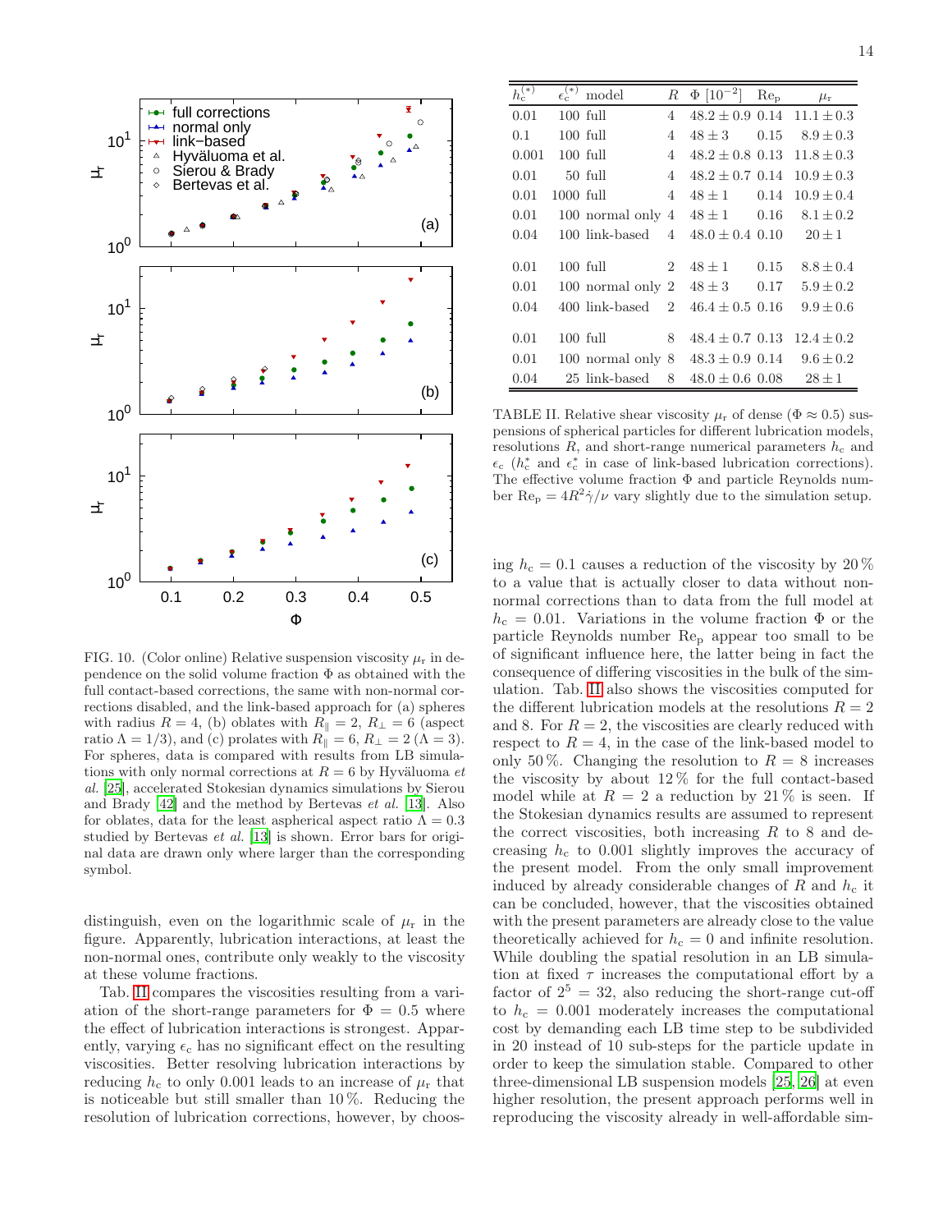FIG. 10. (Color online) Relative suspension viscosity $\mu_r$ in dependence on the solid volume fraction $\Phi$ as obtained with the full contact-based corrections, the same with non-normal corrections disabled, and the link-based approach for (a) spheres with radius $R = 4$, (b) oblates with $R_\parallel = 2$, $R_\perp = 6$ (aspect ratio $\Lambda = 1/3$), and (c) prolates with $R_\parallel = 6$, $R_\perp = 2$ ($\Lambda = 3$). For spheres, data is compared with results from LB simulations with only normal corrections at $R = 6$ by Hyväluoma *et al.* [25], accelerated Stokesian dynamics simulations by Sierou and Brady [42] and the method by Bertevas *et al.* [13]. Also for oblates, data for the least aspherical aspect ratio $\Lambda = 0.3$ studied by Bertevas *et al.* [13] is shown. Error bars for original data are drawn only where larger than the corresponding symbol.

distinguish, even on the logarithmic scale of $\mu_r$ in the figure. Apparently, lubrication interactions, at least the non-normal ones, contribute only weakly to the viscosity at these volume fractions.

Tab. II compares the viscosities resulting from a variation of the short-range parameters for $\Phi = 0.5$ where the effect of lubrication interactions is strongest. Apparently, varying $\epsilon_c$ has no significant effect on the resulting viscosities. Better resolving lubrication interactions by reducing $h_c$ to only 0.001 leads to an increase of $\mu_r$ that is noticeable but still smaller than 10 %. Reducing the resolution of lubrication corrections, however, by choosing $h_c = 0.1$ causes a reduction of the viscosity by 20 % to a value that is actually closer to data without non-normal corrections than to data from the full model at $h_c = 0.01$. Variations in the volume fraction $\Phi$ or the particle Reynolds number $\mathrm{Re_p}$ appear too small to be of significant influence here, the latter being in fact the consequence of differing viscosities in the bulk of the simulation. Tab. II also shows the viscosities computed for the different lubrication models at the resolutions $R = 2$ and 8. For $R = 2$, the viscosities are clearly reduced with respect to $R = 4$, in the case of the link-based model to only 50 %. Changing the resolution to $R = 8$ increases the viscosity by about 12 % for the full contact-based model while at $R = 2$ a reduction by 21 % is seen. If the Stokesian dynamics results are assumed to represent the correct viscosities, both increasing $R$ to 8 and decreasing $h_c$ to 0.001 slightly improves the accuracy of the present model. From the only small improvement induced by already considerable changes of $R$ and $h_c$ it can be concluded, however, that the viscosities obtained with the present parameters are already close to the value theoretically achieved for $h_c = 0$ and infinite resolution. While doubling the spatial resolution in an LB simulation at fixed $\tau$ increases the computational effort by a factor of $2^5 = 32$, also reducing the short-range cut-off to $h_c = 0.001$ moderately increases the computational cost by demanding each LB time step to be subdivided in 20 instead of 10 sub-steps for the particle update in order to keep the simulation stable. Compared to other three-dimensional LB suspension models [25, 26] at even higher resolution, the present approach performs well in reproducing the viscosity already in well-affordable sim-

| $h_c^{(*)}$ | $\epsilon_c^{(*)}$ | model | $R$ | $\Phi$ $[10^{-2}]$ | $\mathrm{Re_p}$ | $\mu_r$ |
|---|---|---|---|---|---|---|
| 0.01 | 100 | full | 4 | $48.2 \pm 0.9$ | 0.14 | $11.1 \pm 0.3$ |
| 0.1 | 100 | full | 4 | $48 \pm 3$ | 0.15 | $8.9 \pm 0.3$ |
| 0.001 | 100 | full | 4 | $48.2 \pm 0.8$ | 0.13 | $11.8 \pm 0.3$ |
| 0.01 | 50 | full | 4 | $48.2 \pm 0.7$ | 0.14 | $10.9 \pm 0.3$ |
| 0.01 | 1000 | full | 4 | $48 \pm 1$ | 0.14 | $10.9 \pm 0.4$ |
| 0.01 | 100 | normal only | 4 | $48 \pm 1$ | 0.16 | $8.1 \pm 0.2$ |
| 0.04 | 100 | link-based | 4 | $48.0 \pm 0.4$ | 0.10 | $20 \pm 1$ |
| 0.01 | 100 | full | 2 | $48 \pm 1$ | 0.15 | $8.8 \pm 0.4$ |
| 0.01 | 100 | normal only | 2 | $48 \pm 3$ | 0.17 | $5.9 \pm 0.2$ |
| 0.04 | 400 | link-based | 2 | $46.4 \pm 0.5$ | 0.16 | $9.9 \pm 0.6$ |
| 0.01 | 100 | full | 8 | $48.4 \pm 0.7$ | 0.13 | $12.4 \pm 0.2$ |
| 0.01 | 100 | normal only | 8 | $48.3 \pm 0.9$ | 0.14 | $9.6 \pm 0.2$ |
| 0.04 | 25 | link-based | 8 | $48.0 \pm 0.6$ | 0.08 | $28 \pm 1$ |

TABLE II. Relative shear viscosity $\mu_r$ of dense ($\Phi \approx 0.5$) suspensions of spherical particles for different lubrication models, resolutions $R$, and short-range numerical parameters $h_c$ and $\epsilon_c$ ($h_c^*$ and $\epsilon_c^*$ in case of link-based lubrication corrections). The effective volume fraction $\Phi$ and particle Reynolds number $\mathrm{Re_p} = 4R^2\dot{\gamma}/\nu$ vary slightly due to the simulation setup.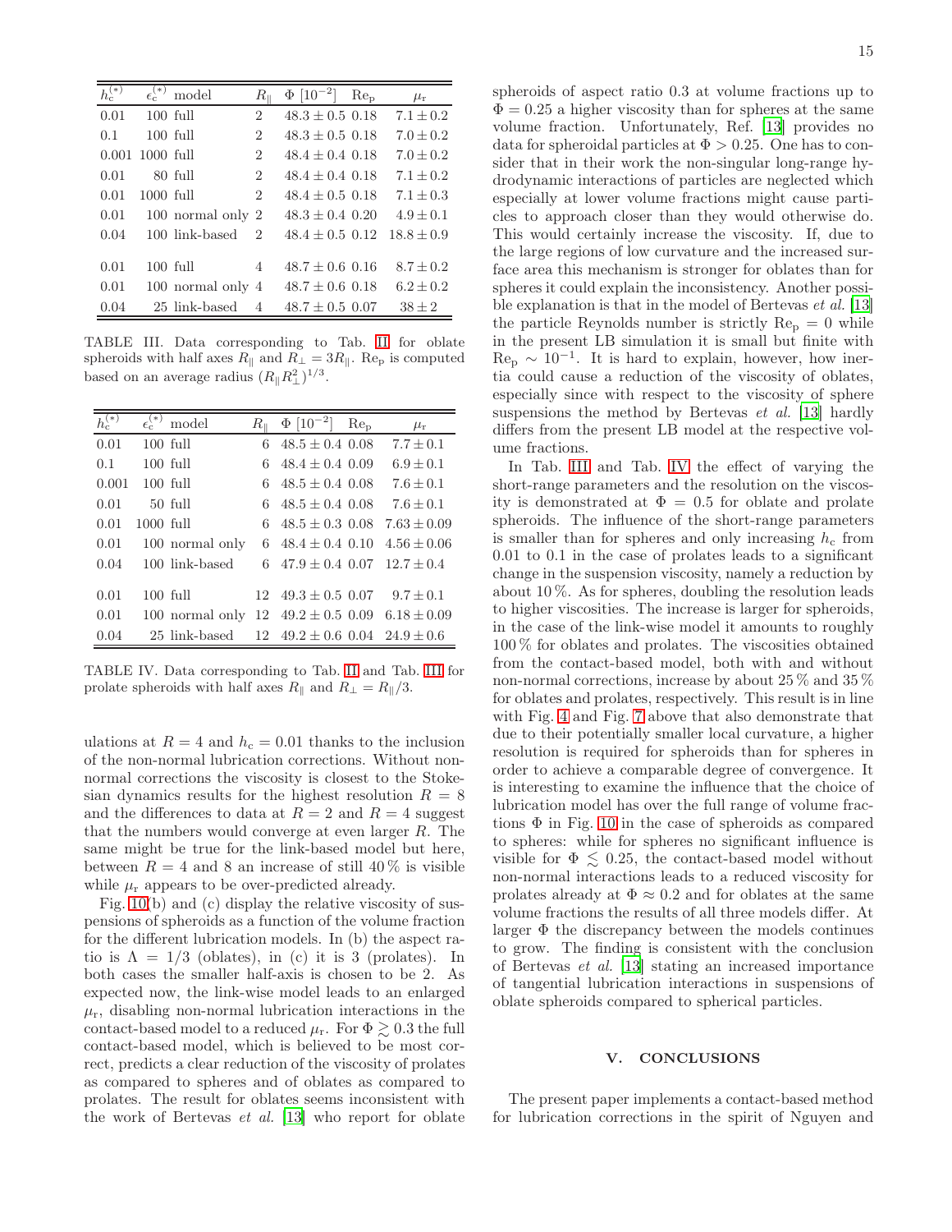| $h_c^{(*)}$ | $\epsilon_c^{(*)}$ | model | $R_\parallel$ | $\Phi$ $[10^{-2}]$ | $\mathrm{Re_p}$ | $\mu_r$ |
|---|---|---|---|---|---|---|
| 0.01 | 100 | full | 2 | $48.3 \pm 0.5$ | 0.18 | $7.1 \pm 0.2$ |
| 0.1 | 100 | full | 2 | $48.3 \pm 0.5$ | 0.18 | $7.0 \pm 0.2$ |
| 0.001 | 1000 | full | 2 | $48.4 \pm 0.4$ | 0.18 | $7.0 \pm 0.2$ |
| 0.01 | 80 | full | 2 | $48.4 \pm 0.4$ | 0.18 | $7.1 \pm 0.2$ |
| 0.01 | 1000 | full | 2 | $48.4 \pm 0.5$ | 0.18 | $7.1 \pm 0.3$ |
| 0.01 | 100 | normal only | 2 | $48.3 \pm 0.4$ | 0.20 | $4.9 \pm 0.1$ |
| 0.04 | 100 | link-based | 2 | $48.4 \pm 0.5$ | 0.12 | $18.8 \pm 0.9$ |
| 0.01 | 100 | full | 4 | $48.7 \pm 0.6$ | 0.16 | $8.7 \pm 0.2$ |
| 0.01 | 100 | normal only | 4 | $48.7 \pm 0.6$ | 0.18 | $6.2 \pm 0.2$ |
| 0.04 | 25 | link-based | 4 | $48.7 \pm 0.5$ | 0.07 | $38 \pm 2$ |

TABLE III. Data corresponding to Tab. II for oblate spheroids with half axes $R_\parallel$ and $R_\perp = 3R_\parallel$. $\mathrm{Re_p}$ is computed based on an average radius $(R_\parallel R_\perp^2)^{1/3}$.

| $h_c^{(*)}$ | $\epsilon_c^{(*)}$ | model | $R_\parallel$ | $\Phi$ $[10^{-2}]$ | $\mathrm{Re_p}$ | $\mu_r$ |
|---|---|---|---|---|---|---|
| 0.01 | 100 | full | 6 | $48.5 \pm 0.4$ | 0.08 | $7.7 \pm 0.1$ |
| 0.1 | 100 | full | 6 | $48.4 \pm 0.4$ | 0.09 | $6.9 \pm 0.1$ |
| 0.001 | 100 | full | 6 | $48.5 \pm 0.4$ | 0.08 | $7.6 \pm 0.1$ |
| 0.01 | 50 | full | 6 | $48.5 \pm 0.4$ | 0.08 | $7.6 \pm 0.1$ |
| 0.01 | 1000 | full | 6 | $48.5 \pm 0.3$ | 0.08 | $7.63 \pm 0.09$ |
| 0.01 | 100 | normal only | 6 | $48.4 \pm 0.4$ | 0.10 | $4.56 \pm 0.06$ |
| 0.04 | 100 | link-based | 6 | $47.9 \pm 0.4$ | 0.07 | $12.7 \pm 0.4$ |
| 0.01 | 100 | full | 12 | $49.3 \pm 0.5$ | 0.07 | $9.7 \pm 0.1$ |
| 0.01 | 100 | normal only | 12 | $49.2 \pm 0.5$ | 0.09 | $6.18 \pm 0.09$ |
| 0.04 | 25 | link-based | 12 | $49.2 \pm 0.6$ | 0.04 | $24.9 \pm 0.6$ |

TABLE IV. Data corresponding to Tab. II and Tab. III for prolate spheroids with half axes $R_\parallel$ and $R_\perp = R_\parallel/3$.

ulations at $R = 4$ and $h_c = 0.01$ thanks to the inclusion of the non-normal lubrication corrections. Without non-normal corrections the viscosity is closest to the Stokesian dynamics results for the highest resolution $R = 8$ and the differences to data at $R = 2$ and $R = 4$ suggest that the numbers would converge at even larger $R$. The same might be true for the link-based model but here, between $R = 4$ and 8 an increase of still 40 % is visible while $\mu_r$ appears to be over-predicted already.

Fig. 10(b) and (c) display the relative viscosity of suspensions of spheroids as a function of the volume fraction for the different lubrication models. In (b) the aspect ratio is $\Lambda = 1/3$ (oblates), in (c) it is 3 (prolates). In both cases the smaller half-axis is chosen to be 2. As expected now, the link-wise model leads to an enlarged $\mu_r$, disabling non-normal lubrication interactions in the contact-based model to a reduced $\mu_r$. For $\Phi \gtrsim 0.3$ the full contact-based model, which is believed to be most correct, predicts a clear reduction of the viscosity of prolates as compared to spheres and of oblates as compared to prolates. The result for oblates seems inconsistent with the work of Bertevas *et al.* [13] who report for oblate spheroids of aspect ratio 0.3 at volume fractions up to $\Phi = 0.25$ a higher viscosity than for spheres at the same volume fraction. Unfortunately, Ref. [13] provides no data for spheroidal particles at $\Phi > 0.25$. One has to consider that in their work the non-singular long-range hydrodynamic interactions of particles are neglected which especially at lower volume fractions might cause particles to approach closer than they would otherwise do. This would certainly increase the viscosity. If, due to the large regions of low curvature and the increased surface area this mechanism is stronger for oblates than for spheres it could explain the inconsistency. Another possible explanation is that in the model of Bertevas *et al.* [13] the particle Reynolds number is strictly $\mathrm{Re_p} = 0$ while in the present LB simulation it is small but finite with $\mathrm{Re_p} \sim 10^{-1}$. It is hard to explain, however, how inertia could cause a reduction of the viscosity of oblates, especially since with respect to the viscosity of sphere suspensions the method by Bertevas *et al.* [13] hardly differs from the present LB model at the respective volume fractions.

In Tab. III and Tab. IV the effect of varying the short-range parameters and the resolution on the viscosity is demonstrated at $\Phi = 0.5$ for oblate and prolate spheroids. The influence of the short-range parameters is smaller than for spheres and only increasing $h_c$ from 0.01 to 0.1 in the case of prolates leads to a significant change in the suspension viscosity, namely a reduction by about 10 %. As for spheres, doubling the resolution leads to higher viscosities. The increase is larger for spheroids, in the case of the link-wise model it amounts to roughly 100 % for oblates and prolates. The viscosities obtained from the contact-based model, both with and without non-normal corrections, increase by about 25 % and 35 % for oblates and prolates, respectively. This result is in line with Fig. 4 and Fig. 7 above that also demonstrate that due to their potentially smaller local curvature, a higher resolution is required for spheroids than for spheres in order to achieve a comparable degree of convergence. It is interesting to examine the influence that the choice of lubrication model has over the full range of volume fractions $\Phi$ in Fig. 10 in the case of spheroids as compared to spheres: while for spheres no significant influence is visible for $\Phi \lesssim 0.25$, the contact-based model without non-normal interactions leads to a reduced viscosity for prolates already at $\Phi \approx 0.2$ and for oblates at the same volume fractions the results of all three models differ. At larger $\Phi$ the discrepancy between the models continues to grow. The finding is consistent with the conclusion of Bertevas *et al.* [13] stating an increased importance of tangential lubrication interactions in suspensions of oblate spheroids compared to spherical particles.

## V. CONCLUSIONS

The present paper implements a contact-based method for lubrication corrections in the spirit of Nguyen and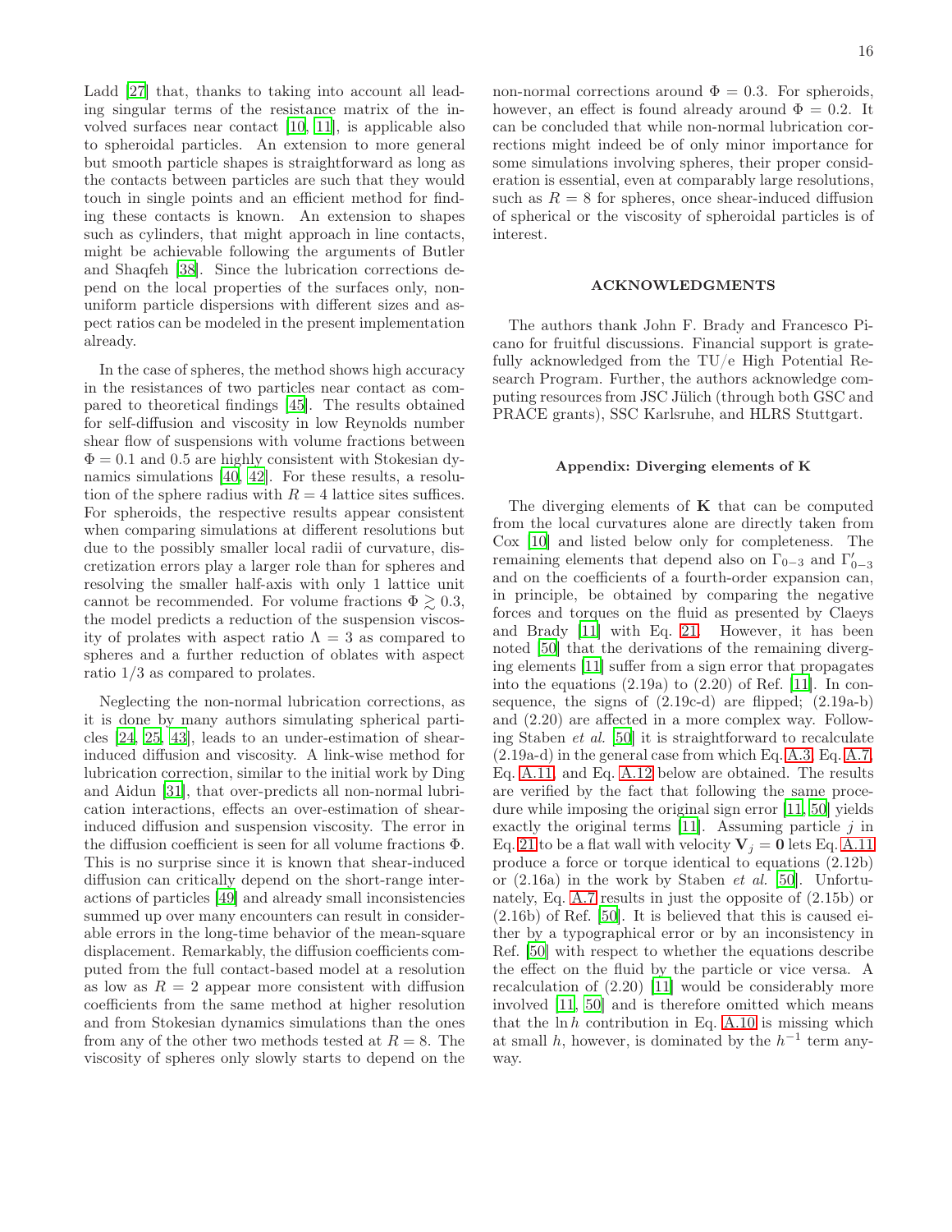Ladd [27] that, thanks to taking into account all leading singular terms of the resistance matrix of the involved surfaces near contact [10, 11], is applicable also to spheroidal particles. An extension to more general but smooth particle shapes is straightforward as long as the contacts between particles are such that they would touch in single points and an efficient method for finding these contacts is known. An extension to shapes such as cylinders, that might approach in line contacts, might be achievable following the arguments of Butler and Shaqfeh [38]. Since the lubrication corrections depend on the local properties of the surfaces only, non-uniform particle dispersions with different sizes and aspect ratios can be modeled in the present implementation already.

In the case of spheres, the method shows high accuracy in the resistances of two particles near contact as compared to theoretical findings [45]. The results obtained for self-diffusion and viscosity in low Reynolds number shear flow of suspensions with volume fractions between $\Phi = 0.1$ and 0.5 are highly consistent with Stokesian dynamics simulations [40, 42]. For these results, a resolution of the sphere radius with $R = 4$ lattice sites suffices. For spheroids, the respective results appear consistent when comparing simulations at different resolutions but due to the possibly smaller local radii of curvature, discretization errors play a larger role than for spheres and resolving the smaller half-axis with only 1 lattice unit cannot be recommended. For volume fractions $\Phi \gtrsim 0.3$, the model predicts a reduction of the suspension viscosity of prolates with aspect ratio $\Lambda = 3$ as compared to spheres and a further reduction of oblates with aspect ratio 1/3 as compared to prolates.

Neglecting the non-normal lubrication corrections, as it is done by many authors simulating spherical particles [24, 25, 43], leads to an under-estimation of shear-induced diffusion and viscosity. A link-wise method for lubrication correction, similar to the initial work by Ding and Aidun [31], that over-predicts all non-normal lubrication interactions, effects an over-estimation of shear-induced diffusion and suspension viscosity. The error in the diffusion coefficient is seen for all volume fractions $\Phi$. This is no surprise since it is known that shear-induced diffusion can critically depend on the short-range interactions of particles [49] and already small inconsistencies summed up over many encounters can result in considerable errors in the long-time behavior of the mean-square displacement. Remarkably, the diffusion coefficients computed from the full contact-based model at a resolution as low as $R = 2$ appear more consistent with diffusion coefficients from the same method at higher resolution and from Stokesian dynamics simulations than the ones from any of the other two methods tested at $R = 8$. The viscosity of spheres only slowly starts to depend on the non-normal corrections around $\Phi = 0.3$. For spheroids, however, an effect is found already around $\Phi = 0.2$. It can be concluded that while non-normal lubrication corrections might indeed be of only minor importance for some simulations involving spheres, their proper consideration is essential, even at comparably large resolutions, such as $R = 8$ for spheres, once shear-induced diffusion of spherical or the viscosity of spheroidal particles is of interest.

## ACKNOWLEDGMENTS

The authors thank John F. Brady and Francesco Picano for fruitful discussions. Financial support is gratefully acknowledged from the TU/e High Potential Research Program. Further, the authors acknowledge computing resources from JSC Jülich (through both GSC and PRACE grants), SSC Karlsruhe, and HLRS Stuttgart.

### Appendix: Diverging elements of K

The diverging elements of $\mathbf{K}$ that can be computed from the local curvatures alone are directly taken from Cox [10] and listed below only for completeness. The remaining elements that depend also on $\Gamma_{0-3}$ and $\Gamma'_{0-3}$ and on the coefficients of a fourth-order expansion can, in principle, be obtained by comparing the negative forces and torques on the fluid as presented by Claeys and Brady [11] with Eq. 21. However, it has been noted [50] that the derivations of the remaining diverging elements [11] suffer from a sign error that propagates into the equations (2.19a) to (2.20) of Ref. [11]. In consequence, the signs of (2.19c-d) are flipped; (2.19a-b) and (2.20) are affected in a more complex way. Following Staben *et al.* [50] it is straightforward to recalculate (2.19a-d) in the general case from which Eq. A.3, Eq. A.7, Eq. A.11, and Eq. A.12 below are obtained. The results are verified by the fact that following the same procedure while imposing the original sign error [11, 50] yields exactly the original terms [11]. Assuming particle $j$ in Eq. 21 to be a flat wall with velocity $\mathbf{V}_j = \mathbf{0}$ lets Eq. A.11 produce a force or torque identical to equations (2.12b) or (2.16a) in the work by Staben *et al.* [50]. Unfortunately, Eq. A.7 results in just the opposite of (2.15b) or (2.16b) of Ref. [50]. It is believed that this is caused either by a typographical error or by an inconsistency in Ref. [50] with respect to whether the equations describe the effect on the fluid by the particle or vice versa. A recalculation of (2.20) [11] would be considerably more involved [11, 50] and is therefore omitted which means that the $\ln h$ contribution in Eq. A.10 is missing which at small $h$, however, is dominated by the $h^{-1}$ term anyway.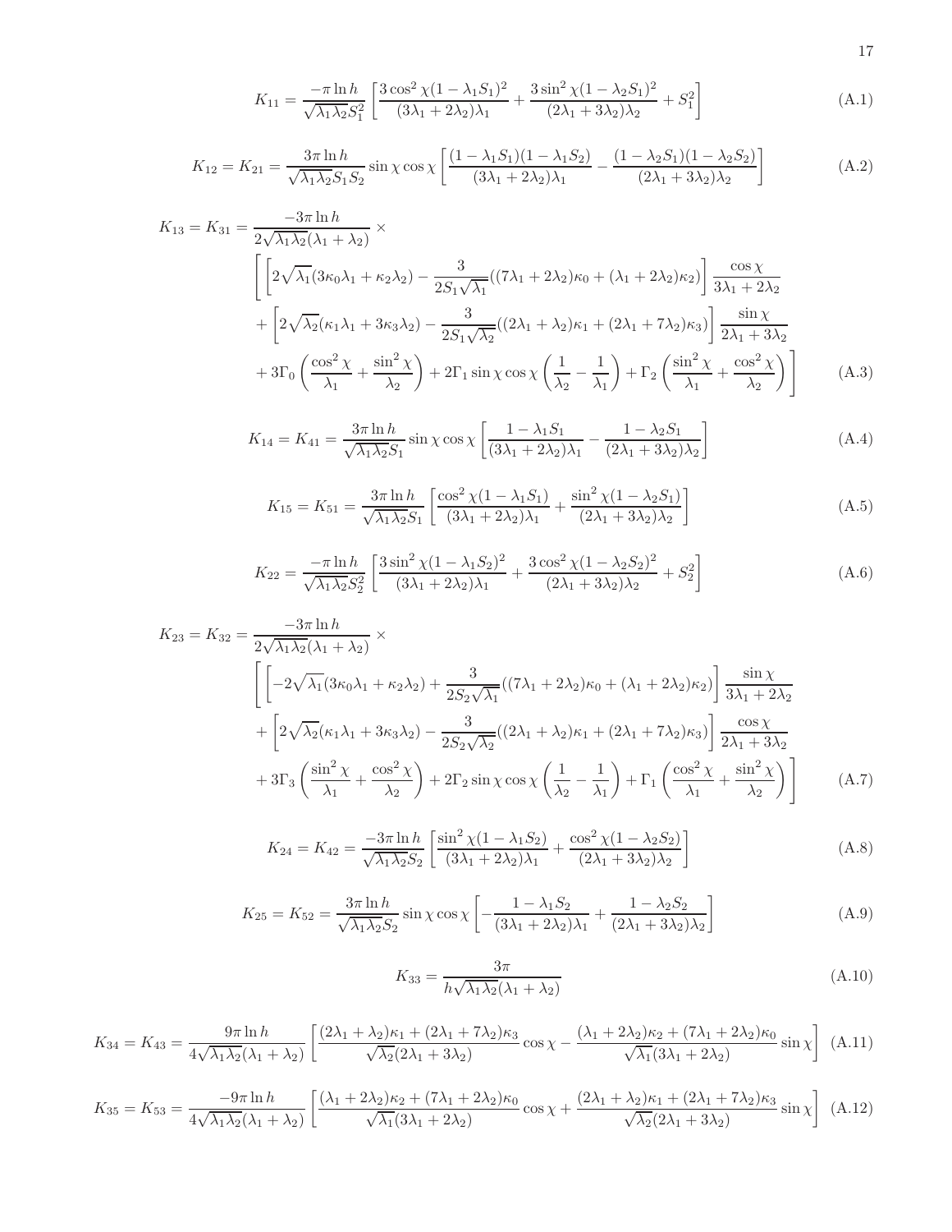$$K_{11} = \frac{-\pi \ln h}{\sqrt{\lambda_1 \lambda_2} S_1^2} \left[ \frac{3\cos^2\chi (1-\lambda_1 S_1)^2}{(3\lambda_1 + 2\lambda_2)\lambda_1} + \frac{3\sin^2\chi (1-\lambda_2 S_1)^2}{(2\lambda_1 + 3\lambda_2)\lambda_2} + S_1^2 \right] \tag{A.1}$$

$$K_{12} = K_{21} = \frac{3\pi \ln h}{\sqrt{\lambda_1 \lambda_2} S_1 S_2} \sin\chi \cos\chi \left[ \frac{(1-\lambda_1 S_1)(1-\lambda_1 S_2)}{(3\lambda_1 + 2\lambda_2)\lambda_1} - \frac{(1-\lambda_2 S_1)(1-\lambda_2 S_2)}{(2\lambda_1 + 3\lambda_2)\lambda_2} \right] \tag{A.2}$$

$$\begin{aligned} K_{13} = K_{31} = &\frac{-3\pi \ln h}{2\sqrt{\lambda_1 \lambda_2}(\lambda_1 + \lambda_2)} \times \\ &\Bigg[ \left[ 2\sqrt{\lambda_1}(3\kappa_0 \lambda_1 + \kappa_2 \lambda_2) - \frac{3}{2S_1\sqrt{\lambda_1}}((7\lambda_1 + 2\lambda_2)\kappa_0 + (\lambda_1 + 2\lambda_2)\kappa_2) \right] \frac{\cos\chi}{3\lambda_1 + 2\lambda_2} \\ &+ \left[ 2\sqrt{\lambda_2}(\kappa_1 \lambda_1 + 3\kappa_3 \lambda_2) - \frac{3}{2S_1\sqrt{\lambda_2}}((2\lambda_1 + \lambda_2)\kappa_1 + (2\lambda_1 + 7\lambda_2)\kappa_3) \right] \frac{\sin\chi}{2\lambda_1 + 3\lambda_2} \\ &+ 3\Gamma_0 \left( \frac{\cos^2\chi}{\lambda_1} + \frac{\sin^2\chi}{\lambda_2} \right) + 2\Gamma_1 \sin\chi \cos\chi \left( \frac{1}{\lambda_2} - \frac{1}{\lambda_1} \right) + \Gamma_2 \left( \frac{\sin^2\chi}{\lambda_1} + \frac{\cos^2\chi}{\lambda_2} \right) \Bigg] \end{aligned} \tag{A.3}$$

$$K_{14} = K_{41} = \frac{3\pi \ln h}{\sqrt{\lambda_1 \lambda_2} S_1} \sin\chi \cos\chi \left[ \frac{1-\lambda_1 S_1}{(3\lambda_1 + 2\lambda_2)\lambda_1} - \frac{1-\lambda_2 S_1}{(2\lambda_1 + 3\lambda_2)\lambda_2} \right] \tag{A.4}$$

$$K_{15} = K_{51} = \frac{3\pi \ln h}{\sqrt{\lambda_1 \lambda_2} S_1} \left[ \frac{\cos^2\chi (1-\lambda_1 S_1)}{(3\lambda_1 + 2\lambda_2)\lambda_1} + \frac{\sin^2\chi (1-\lambda_2 S_1)}{(2\lambda_1 + 3\lambda_2)\lambda_2} \right] \tag{A.5}$$

$$K_{22} = \frac{-\pi \ln h}{\sqrt{\lambda_1 \lambda_2} S_2^2} \left[ \frac{3\sin^2\chi (1-\lambda_1 S_2)^2}{(3\lambda_1 + 2\lambda_2)\lambda_1} + \frac{3\cos^2\chi (1-\lambda_2 S_2)^2}{(2\lambda_1 + 3\lambda_2)\lambda_2} + S_2^2 \right] \tag{A.6}$$

$$\begin{aligned} K_{23} = K_{32} = &\frac{-3\pi \ln h}{2\sqrt{\lambda_1 \lambda_2}(\lambda_1 + \lambda_2)} \times \\ &\Bigg[ \left[ -2\sqrt{\lambda_1}(3\kappa_0 \lambda_1 + \kappa_2 \lambda_2) + \frac{3}{2S_2\sqrt{\lambda_1}}((7\lambda_1 + 2\lambda_2)\kappa_0 + (\lambda_1 + 2\lambda_2)\kappa_2) \right] \frac{\sin\chi}{3\lambda_1 + 2\lambda_2} \\ &+ \left[ 2\sqrt{\lambda_2}(\kappa_1 \lambda_1 + 3\kappa_3 \lambda_2) - \frac{3}{2S_2\sqrt{\lambda_2}}((2\lambda_1 + \lambda_2)\kappa_1 + (2\lambda_1 + 7\lambda_2)\kappa_3) \right] \frac{\cos\chi}{2\lambda_1 + 3\lambda_2} \\ &+ 3\Gamma_3 \left( \frac{\sin^2\chi}{\lambda_1} + \frac{\cos^2\chi}{\lambda_2} \right) + 2\Gamma_2 \sin\chi \cos\chi \left( \frac{1}{\lambda_2} - \frac{1}{\lambda_1} \right) + \Gamma_1 \left( \frac{\cos^2\chi}{\lambda_1} + \frac{\sin^2\chi}{\lambda_2} \right) \Bigg] \end{aligned} \tag{A.7}$$

$$K_{24} = K_{42} = \frac{-3\pi \ln h}{\sqrt{\lambda_1 \lambda_2} S_2} \left[ \frac{\sin^2\chi (1-\lambda_1 S_2)}{(3\lambda_1 + 2\lambda_2)\lambda_1} + \frac{\cos^2\chi (1-\lambda_2 S_2)}{(2\lambda_1 + 3\lambda_2)\lambda_2} \right] \tag{A.8}$$

$$K_{25} = K_{52} = \frac{3\pi \ln h}{\sqrt{\lambda_1 \lambda_2} S_2} \sin\chi \cos\chi \left[ -\frac{1-\lambda_1 S_2}{(3\lambda_1 + 2\lambda_2)\lambda_1} + \frac{1-\lambda_2 S_2}{(2\lambda_1 + 3\lambda_2)\lambda_2} \right] \tag{A.9}$$

$$K_{33} = \frac{3\pi}{h\sqrt{\lambda_1 \lambda_2}(\lambda_1 + \lambda_2)} \tag{A.10}$$

$$K_{34} = K_{43} = \frac{9\pi \ln h}{4\sqrt{\lambda_1 \lambda_2}(\lambda_1 + \lambda_2)} \left[ \frac{(2\lambda_1 + \lambda_2)\kappa_1 + (2\lambda_1 + 7\lambda_2)\kappa_3}{\sqrt{\lambda_2}(2\lambda_1 + 3\lambda_2)} \cos\chi - \frac{(\lambda_1 + 2\lambda_2)\kappa_2 + (7\lambda_1 + 2\lambda_2)\kappa_0}{\sqrt{\lambda_1}(3\lambda_1 + 2\lambda_2)} \sin\chi \right] \tag{A.11}$$

$$K_{35} = K_{53} = \frac{-9\pi \ln h}{4\sqrt{\lambda_1 \lambda_2}(\lambda_1 + \lambda_2)} \left[ \frac{(\lambda_1 + 2\lambda_2)\kappa_2 + (7\lambda_1 + 2\lambda_2)\kappa_0}{\sqrt{\lambda_1}(3\lambda_1 + 2\lambda_2)} \cos\chi + \frac{(2\lambda_1 + \lambda_2)\kappa_1 + (2\lambda_1 + 7\lambda_2)\kappa_3}{\sqrt{\lambda_2}(2\lambda_1 + 3\lambda_2)} \sin\chi \right] \tag{A.12}$$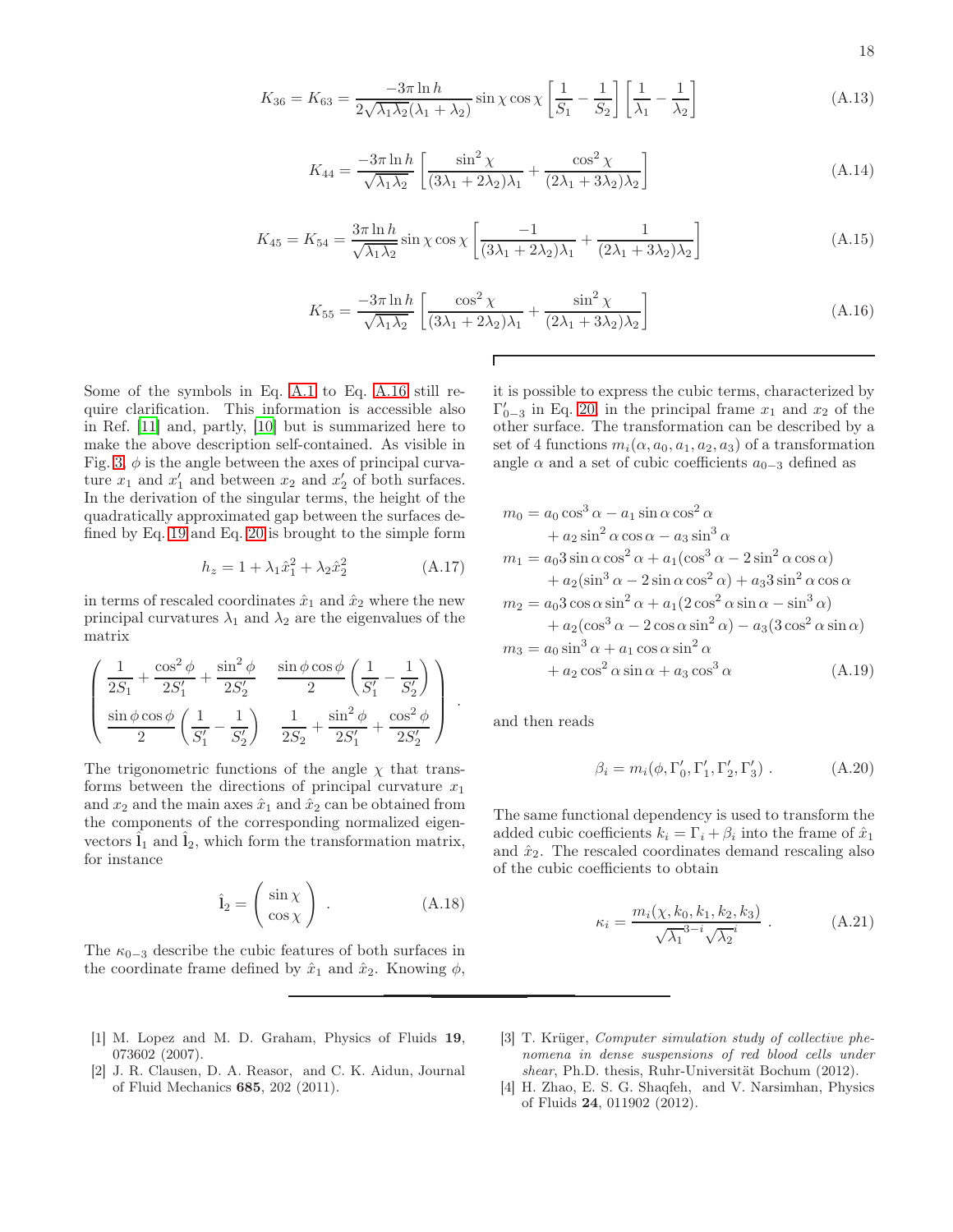$$K_{36} = K_{63} = \frac{-3\pi \ln h}{2\sqrt{\lambda_1 \lambda_2}(\lambda_1 + \lambda_2)} \sin\chi \cos\chi \left[\frac{1}{S_1} - \frac{1}{S_2}\right]\left[\frac{1}{\lambda_1} - \frac{1}{\lambda_2}\right] \tag{A.13}$$

$$K_{44} = \frac{-3\pi \ln h}{\sqrt{\lambda_1 \lambda_2}} \left[\frac{\sin^2\chi}{(3\lambda_1 + 2\lambda_2)\lambda_1} + \frac{\cos^2\chi}{(2\lambda_1 + 3\lambda_2)\lambda_2}\right] \tag{A.14}$$

$$K_{45} = K_{54} = \frac{3\pi \ln h}{\sqrt{\lambda_1 \lambda_2}} \sin\chi \cos\chi \left[\frac{-1}{(3\lambda_1 + 2\lambda_2)\lambda_1} + \frac{1}{(2\lambda_1 + 3\lambda_2)\lambda_2}\right] \tag{A.15}$$

$$K_{55} = \frac{-3\pi \ln h}{\sqrt{\lambda_1 \lambda_2}} \left[\frac{\cos^2\chi}{(3\lambda_1 + 2\lambda_2)\lambda_1} + \frac{\sin^2\chi}{(2\lambda_1 + 3\lambda_2)\lambda_2}\right] \tag{A.16}$$

Some of the symbols in Eq. A.1 to Eq. A.16 still require clarification. This information is accessible also in Ref. [11] and, partly, [10] but is summarized here to make the above description self-contained. As visible in Fig. 3, $\phi$ is the angle between the axes of principal curvature $x_1$ and $x_1'$ and between $x_2$ and $x_2'$ of both surfaces. In the derivation of the singular terms, the height of the quadratically approximated gap between the surfaces defined by Eq. 19 and Eq. 20 is brought to the simple form

$$h_z = 1 + \lambda_1 \hat{x}_1^2 + \lambda_2 \hat{x}_2^2 \tag{A.17}$$

in terms of rescaled coordinates $\hat{x}_1$ and $\hat{x}_2$ where the new principal curvatures $\lambda_1$ and $\lambda_2$ are the eigenvalues of the matrix

$$\begin{pmatrix} \frac{1}{2S_1} + \frac{\cos^2\phi}{2S_1'} + \frac{\sin^2\phi}{2S_2'} & \frac{\sin\phi\cos\phi}{2}\left(\frac{1}{S_1'} - \frac{1}{S_2'}\right) \\ \frac{\sin\phi\cos\phi}{2}\left(\frac{1}{S_1'} - \frac{1}{S_2'}\right) & \frac{1}{2S_2} + \frac{\sin^2\phi}{2S_1'} + \frac{\cos^2\phi}{2S_2'} \end{pmatrix} .$$

The trigonometric functions of the angle $\chi$ that transforms between the directions of principal curvature $x_1$ and $x_2$ and the main axes $\hat{x}_1$ and $\hat{x}_2$ can be obtained from the components of the corresponding normalized eigenvectors $\hat{\mathrm{l}}_1$ and $\hat{\mathrm{l}}_2$, which form the transformation matrix, for instance

$$\hat{\mathrm{l}}_2 = \begin{pmatrix} \sin\chi \\ \cos\chi \end{pmatrix} . \tag{A.18}$$

The $\kappa_{0-3}$ describe the cubic features of both surfaces in the coordinate frame defined by $\hat{x}_1$ and $\hat{x}_2$. Knowing $\phi$, it is possible to express the cubic terms, characterized by $\Gamma'_{0-3}$ in Eq. 20 in the principal frame $x_1$ and $x_2$ of the other surface. The transformation can be described by a set of 4 functions $m_i(\alpha, a_0, a_1, a_2, a_3)$ of a transformation angle $\alpha$ and a set of cubic coefficients $a_{0-3}$ defined as

$$\begin{aligned}
m_0 &= a_0 \cos^3\alpha - a_1 \sin\alpha \cos^2\alpha \\
&\quad + a_2 \sin^2\alpha \cos\alpha - a_3 \sin^3\alpha \\
m_1 &= a_0 3 \sin\alpha \cos^2\alpha + a_1(\cos^3\alpha - 2\sin^2\alpha\cos\alpha) \\
&\quad + a_2(\sin^3\alpha - 2\sin\alpha\cos^2\alpha) + a_3 3\sin^2\alpha\cos\alpha \\
m_2 &= a_0 3 \cos\alpha \sin^2\alpha + a_1(2\cos^2\alpha\sin\alpha - \sin^3\alpha) \\
&\quad + a_2(\cos^3\alpha - 2\cos\alpha\sin^2\alpha) - a_3(3\cos^2\alpha\sin\alpha) \\
m_3 &= a_0 \sin^3\alpha + a_1 \cos\alpha \sin^2\alpha \\
&\quad + a_2 \cos^2\alpha \sin\alpha + a_3 \cos^3\alpha
\end{aligned} \tag{A.19}$$

and then reads

$$\beta_i = m_i(\phi, \Gamma_0', \Gamma_1', \Gamma_2', \Gamma_3') . \tag{A.20}$$

The same functional dependency is used to transform the added cubic coefficients $k_i = \Gamma_i + \beta_i$ into the frame of $\hat{x}_1$ and $\hat{x}_2$. The rescaled coordinates demand rescaling also of the cubic coefficients to obtain

$$\kappa_i = \frac{m_i(\chi, k_0, k_1, k_2, k_3)}{\sqrt{\lambda_1}^{3-i}\sqrt{\lambda_2}^{i}} . \tag{A.21}$$

---

[1] M. Lopez and M. D. Graham, Physics of Fluids **19**, 073602 (2007).

[2] J. R. Clausen, D. A. Reasor, and C. K. Aidun, Journal of Fluid Mechanics **685**, 202 (2011).

[3] T. Krüger, *Computer simulation study of collective phenomena in dense suspensions of red blood cells under shear*, Ph.D. thesis, Ruhr-Universität Bochum (2012).

[4] H. Zhao, E. S. G. Shaqfeh, and V. Narsimhan, Physics of Fluids **24**, 011902 (2012).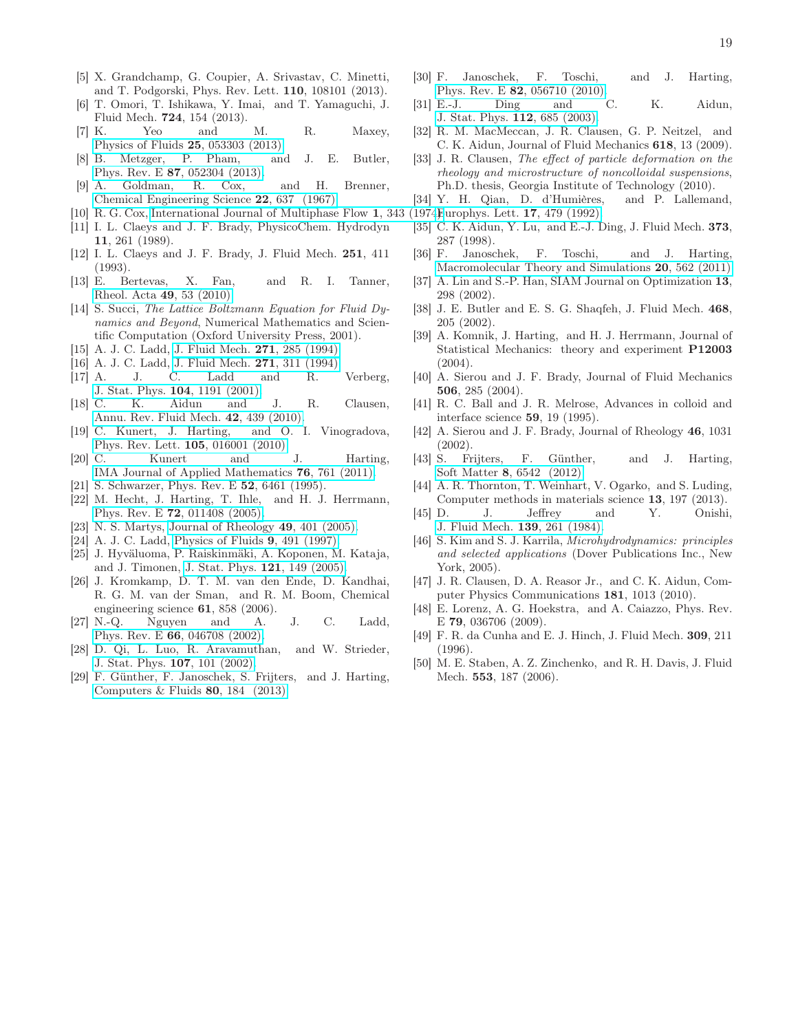[5] X. Grandchamp, G. Coupier, A. Srivastav, C. Minetti, and T. Podgorski, Phys. Rev. Lett. **110**, 108101 (2013).

[6] T. Omori, T. Ishikawa, Y. Imai, and T. Yamaguchi, J. Fluid Mech. **724**, 154 (2013).

[7] K. Yeo and M. R. Maxey, Physics of Fluids **25**, 053303 (2013).

[8] B. Metzger, P. Pham, and J. E. Butler, Phys. Rev. E **87**, 052304 (2013).

[9] A. Goldman, R. Cox, and H. Brenner, Chemical Engineering Science **22**, 637 (1967).

[10] R. G. Cox, International Journal of Multiphase Flow **1**, 343 (1974).

[11] I. L. Claeys and J. F. Brady, PhysicoChem. Hydrodyn **11**, 261 (1989).

[12] I. L. Claeys and J. F. Brady, J. Fluid Mech. **251**, 411 (1993).

[13] E. Bertevas, X. Fan, and R. I. Tanner, Rheol. Acta **49**, 53 (2010).

[14] S. Succi, *The Lattice Boltzmann Equation for Fluid Dynamics and Beyond*, Numerical Mathematics and Scientific Computation (Oxford University Press, 2001).

[15] A. J. C. Ladd, J. Fluid Mech. **271**, 285 (1994).

[16] A. J. C. Ladd, J. Fluid Mech. **271**, 311 (1994).

[17] A. J. C. Ladd and R. Verberg, J. Stat. Phys. **104**, 1191 (2001).

[18] C. K. Aidun and J. R. Clausen, Annu. Rev. Fluid Mech. **42**, 439 (2010).

[19] C. Kunert, J. Harting, and O. I. Vinogradova, Phys. Rev. Lett. **105**, 016001 (2010).

[20] C. Kunert and J. Harting, IMA Journal of Applied Mathematics **76**, 761 (2011).

[21] S. Schwarzer, Phys. Rev. E **52**, 6461 (1995).

[22] M. Hecht, J. Harting, T. Ihle, and H. J. Herrmann, Phys. Rev. E **72**, 011408 (2005).

[23] N. S. Martys, Journal of Rheology **49**, 401 (2005).

[24] A. J. C. Ladd, Physics of Fluids **9**, 491 (1997).

[25] J. Hyväluoma, P. Raiskinmäki, A. Koponen, M. Kataja, and J. Timonen, J. Stat. Phys. **121**, 149 (2005).

[26] J. Kromkamp, D. T. M. van den Ende, D. Kandhai, R. G. M. van der Sman, and R. M. Boom, Chemical engineering science **61**, 858 (2006).

[27] N.-Q. Nguyen and A. J. C. Ladd, Phys. Rev. E **66**, 046708 (2002).

[28] D. Qi, L. Luo, R. Aravamuthan, and W. Strieder, J. Stat. Phys. **107**, 101 (2002).

[29] F. Günther, F. Janoschek, S. Frijters, and J. Harting, Computers & Fluids **80**, 184 (2013).

[30] F. Janoschek, F. Toschi, and J. Harting, Phys. Rev. E **82**, 056710 (2010).

[31] E.-J. Ding and C. K. Aidun, J. Stat. Phys. **112**, 685 (2003).

[32] R. M. MacMeccan, J. R. Clausen, G. P. Neitzel, and C. K. Aidun, Journal of Fluid Mechanics **618**, 13 (2009).

[33] J. R. Clausen, *The effect of particle deformation on the rheology and microstructure of noncolloidal suspensions*, Ph.D. thesis, Georgia Institute of Technology (2010).

[34] Y. H. Qian, D. d'Humières, and P. Lallemand, Europhys. Lett. **17**, 479 (1992).

[35] C. K. Aidun, Y. Lu, and E.-J. Ding, J. Fluid Mech. **373**, 287 (1998).

[36] F. Janoschek, F. Toschi, and J. Harting, Macromolecular Theory and Simulations **20**, 562 (2011).

[37] A. Lin and S.-P. Han, SIAM Journal on Optimization **13**, 298 (2002).

[38] J. E. Butler and E. S. G. Shaqfeh, J. Fluid Mech. **468**, 205 (2002).

[39] A. Komnik, J. Harting, and H. J. Herrmann, Journal of Statistical Mechanics: theory and experiment **P12003** (2004).

[40] A. Sierou and J. F. Brady, Journal of Fluid Mechanics **506**, 285 (2004).

[41] R. C. Ball and J. R. Melrose, Advances in colloid and interface science **59**, 19 (1995).

[42] A. Sierou and J. F. Brady, Journal of Rheology **46**, 1031 (2002).

[43] S. Frijters, F. Günther, and J. Harting, Soft Matter **8**, 6542 (2012).

[44] A. R. Thornton, T. Weinhart, V. Ogarko, and S. Luding, Computer methods in materials science **13**, 197 (2013).

[45] D. J. Jeffrey and Y. Onishi, J. Fluid Mech. **139**, 261 (1984).

[46] S. Kim and S. J. Karrila, *Microhydrodynamics: principles and selected applications* (Dover Publications Inc., New York, 2005).

[47] J. R. Clausen, D. A. Reasor Jr., and C. K. Aidun, Computer Physics Communications **181**, 1013 (2010).

[48] E. Lorenz, A. G. Hoekstra, and A. Caiazzo, Phys. Rev. E **79**, 036706 (2009).

[49] F. R. da Cunha and E. J. Hinch, J. Fluid Mech. **309**, 211 (1996).

[50] M. E. Staben, A. Z. Zinchenko, and R. H. Davis, J. Fluid Mech. **553**, 187 (2006).